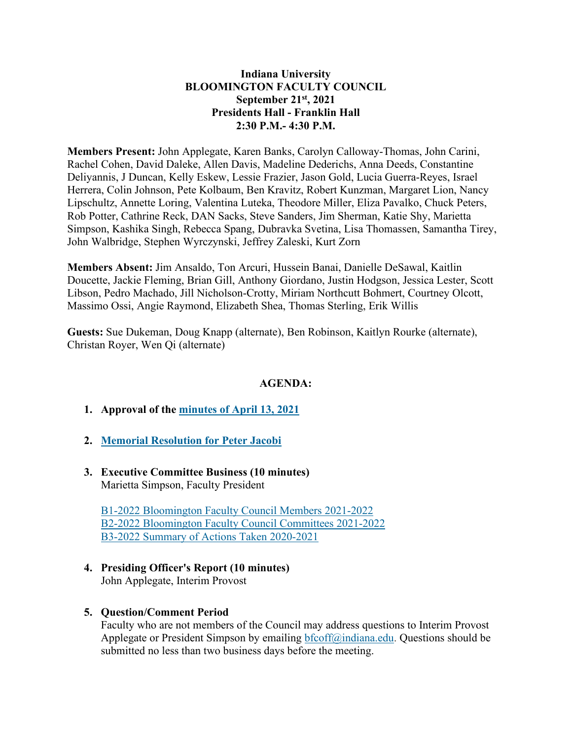**Indiana University**
**BLOOMINGTON FACULTY COUNCIL**
**September 21st, 2021**
**Presidents Hall - Franklin Hall**
**2:30 P.M.- 4:30 P.M.**

**Members Present:** John Applegate, Karen Banks, Carolyn Calloway-Thomas, John Carini, Rachel Cohen, David Daleke, Allen Davis, Madeline Dederichs, Anna Deeds, Constantine Deliyannis, J Duncan, Kelly Eskew, Lessie Frazier, Jason Gold, Lucia Guerra-Reyes, Israel Herrera, Colin Johnson, Pete Kolbaum, Ben Kravitz, Robert Kunzman, Margaret Lion, Nancy Lipschultz, Annette Loring, Valentina Luteka, Theodore Miller, Eliza Pavalko, Chuck Peters, Rob Potter, Cathrine Reck, DAN Sacks, Steve Sanders, Jim Sherman, Katie Shy, Marietta Simpson, Kashika Singh, Rebecca Spang, Dubravka Svetina, Lisa Thomassen, Samantha Tirey, John Walbridge, Stephen Wyrczynski, Jeffrey Zaleski, Kurt Zorn

**Members Absent:** Jim Ansaldo, Ton Arcuri, Hussein Banai, Danielle DeSawal, Kaitlin Doucette, Jackie Fleming, Brian Gill, Anthony Giordano, Justin Hodgson, Jessica Lester, Scott Libson, Pedro Machado, Jill Nicholson-Crotty, Miriam Northcutt Bohmert, Courtney Olcott, Massimo Ossi, Angie Raymond, Elizabeth Shea, Thomas Sterling, Erik Willis

**Guests:** Sue Dukeman, Doug Knapp (alternate), Ben Robinson, Kaitlyn Rourke (alternate), Christan Royer, Wen Qi (alternate)

**AGENDA:**

1. **Approval of the minutes of April 13, 2021**

2. **Memorial Resolution for Peter Jacobi**

3. **Executive Committee Business (10 minutes)**
   Marietta Simpson, Faculty President

   B1-2022 Bloomington Faculty Council Members 2021-2022
   B2-2022 Bloomington Faculty Council Committees 2021-2022
   B3-2022 Summary of Actions Taken 2020-2021

4. **Presiding Officer's Report (10 minutes)**
   John Applegate, Interim Provost

5. **Question/Comment Period**
   Faculty who are not members of the Council may address questions to Interim Provost Applegate or President Simpson by emailing bfcoff@indiana.edu. Questions should be submitted no less than two business days before the meeting.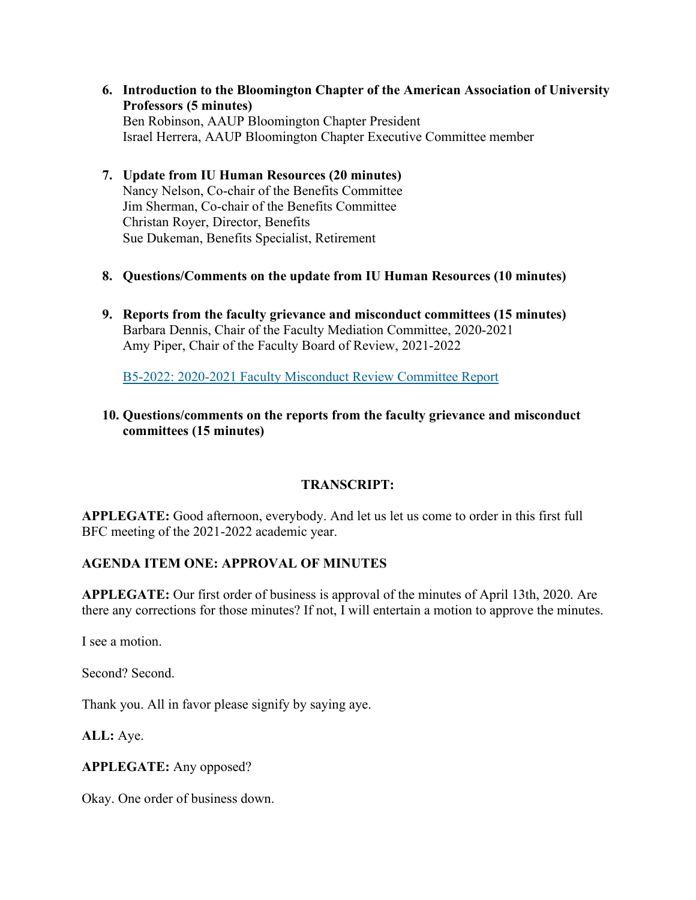6. **Introduction to the Bloomington Chapter of the American Association of University Professors (5 minutes)**
   Ben Robinson, AAUP Bloomington Chapter President
   Israel Herrera, AAUP Bloomington Chapter Executive Committee member

7. **Update from IU Human Resources (20 minutes)**
   Nancy Nelson, Co-chair of the Benefits Committee
   Jim Sherman, Co-chair of the Benefits Committee
   Christan Royer, Director, Benefits
   Sue Dukeman, Benefits Specialist, Retirement

8. **Questions/Comments on the update from IU Human Resources (10 minutes)**

9. **Reports from the faculty grievance and misconduct committees (15 minutes)**
   Barbara Dennis, Chair of the Faculty Mediation Committee, 2020-2021
   Amy Piper, Chair of the Faculty Board of Review, 2021-2022

   B5-2022: 2020-2021 Faculty Misconduct Review Committee Report

10. **Questions/comments on the reports from the faculty grievance and misconduct committees (15 minutes)**

## TRANSCRIPT:

**APPLEGATE:** Good afternoon, everybody. And let us let us come to order in this first full BFC meeting of the 2021-2022 academic year.

### AGENDA ITEM ONE: APPROVAL OF MINUTES

**APPLEGATE:** Our first order of business is approval of the minutes of April 13th, 2020. Are there any corrections for those minutes? If not, I will entertain a motion to approve the minutes.

I see a motion.

Second? Second.

Thank you. All in favor please signify by saying aye.

**ALL:** Aye.

**APPLEGATE:** Any opposed?

Okay. One order of business down.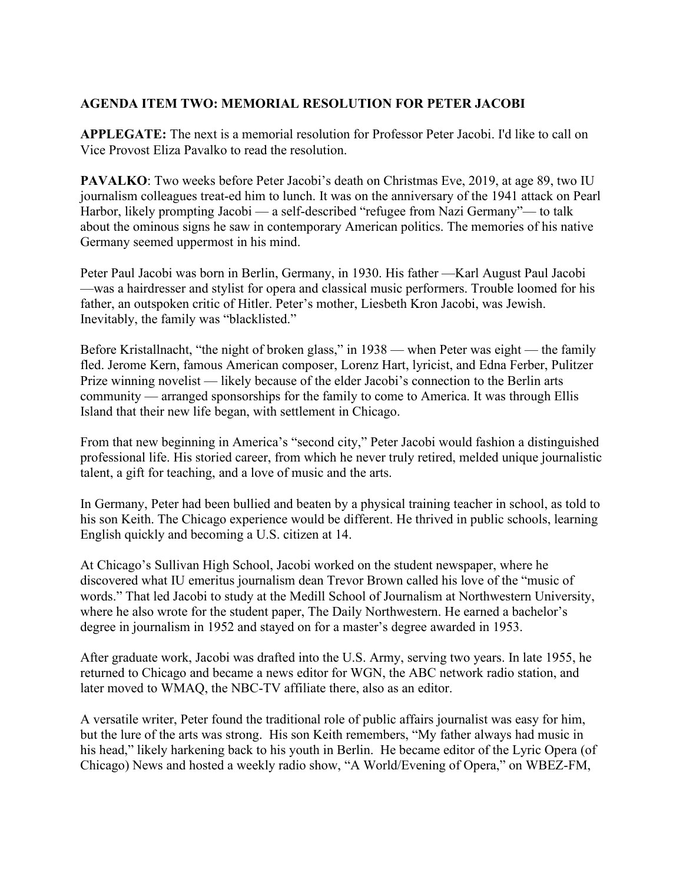**AGENDA ITEM TWO: MEMORIAL RESOLUTION FOR PETER JACOBI**

**APPLEGATE:** The next is a memorial resolution for Professor Peter Jacobi. I'd like to call on Vice Provost Eliza Pavalko to read the resolution.

**PAVALKO**: Two weeks before Peter Jacobi's death on Christmas Eve, 2019, at age 89, two IU journalism colleagues treat-ed him to lunch. It was on the anniversary of the 1941 attack on Pearl Harbor, likely prompting Jacobi — a self-described "refugee from Nazi Germany"— to talk about the ominous signs he saw in contemporary American politics. The memories of his native Germany seemed uppermost in his mind.

Peter Paul Jacobi was born in Berlin, Germany, in 1930. His father —Karl August Paul Jacobi —was a hairdresser and stylist for opera and classical music performers. Trouble loomed for his father, an outspoken critic of Hitler. Peter's mother, Liesbeth Kron Jacobi, was Jewish. Inevitably, the family was "blacklisted."

Before Kristallnacht, "the night of broken glass," in 1938 — when Peter was eight — the family fled. Jerome Kern, famous American composer, Lorenz Hart, lyricist, and Edna Ferber, Pulitzer Prize winning novelist — likely because of the elder Jacobi's connection to the Berlin arts community — arranged sponsorships for the family to come to America. It was through Ellis Island that their new life began, with settlement in Chicago.

From that new beginning in America's "second city," Peter Jacobi would fashion a distinguished professional life. His storied career, from which he never truly retired, melded unique journalistic talent, a gift for teaching, and a love of music and the arts.

In Germany, Peter had been bullied and beaten by a physical training teacher in school, as told to his son Keith. The Chicago experience would be different. He thrived in public schools, learning English quickly and becoming a U.S. citizen at 14.

At Chicago's Sullivan High School, Jacobi worked on the student newspaper, where he discovered what IU emeritus journalism dean Trevor Brown called his love of the "music of words." That led Jacobi to study at the Medill School of Journalism at Northwestern University, where he also wrote for the student paper, The Daily Northwestern. He earned a bachelor's degree in journalism in 1952 and stayed on for a master's degree awarded in 1953.

After graduate work, Jacobi was drafted into the U.S. Army, serving two years. In late 1955, he returned to Chicago and became a news editor for WGN, the ABC network radio station, and later moved to WMAQ, the NBC-TV affiliate there, also as an editor.

A versatile writer, Peter found the traditional role of public affairs journalist was easy for him, but the lure of the arts was strong. His son Keith remembers, "My father always had music in his head," likely harkening back to his youth in Berlin. He became editor of the Lyric Opera (of Chicago) News and hosted a weekly radio show, "A World/Evening of Opera," on WBEZ-FM,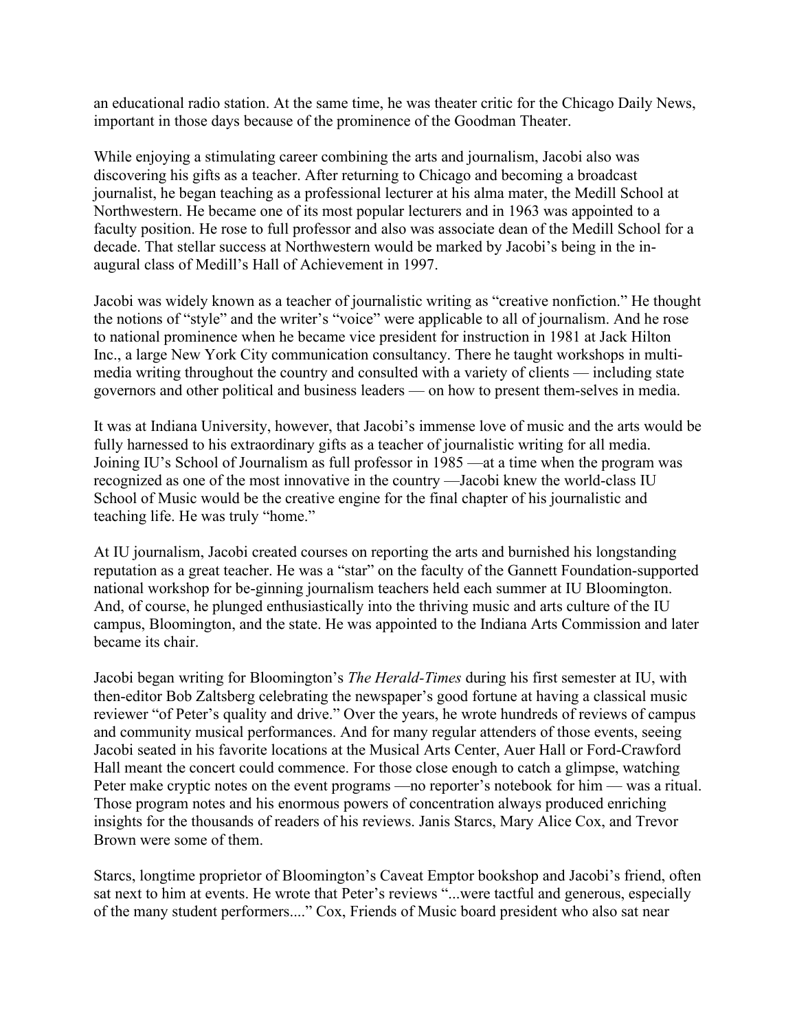an educational radio station. At the same time, he was theater critic for the Chicago Daily News, important in those days because of the prominence of the Goodman Theater.

While enjoying a stimulating career combining the arts and journalism, Jacobi also was discovering his gifts as a teacher. After returning to Chicago and becoming a broadcast journalist, he began teaching as a professional lecturer at his alma mater, the Medill School at Northwestern. He became one of its most popular lecturers and in 1963 was appointed to a faculty position. He rose to full professor and also was associate dean of the Medill School for a decade. That stellar success at Northwestern would be marked by Jacobi's being in the in-augural class of Medill's Hall of Achievement in 1997.

Jacobi was widely known as a teacher of journalistic writing as "creative nonfiction." He thought the notions of "style" and the writer's "voice" were applicable to all of journalism. And he rose to national prominence when he became vice president for instruction in 1981 at Jack Hilton Inc., a large New York City communication consultancy. There he taught workshops in multi-media writing throughout the country and consulted with a variety of clients — including state governors and other political and business leaders — on how to present them-selves in media.

It was at Indiana University, however, that Jacobi's immense love of music and the arts would be fully harnessed to his extraordinary gifts as a teacher of journalistic writing for all media. Joining IU's School of Journalism as full professor in 1985 —at a time when the program was recognized as one of the most innovative in the country —Jacobi knew the world-class IU School of Music would be the creative engine for the final chapter of his journalistic and teaching life. He was truly "home."

At IU journalism, Jacobi created courses on reporting the arts and burnished his longstanding reputation as a great teacher. He was a "star" on the faculty of the Gannett Foundation-supported national workshop for be-ginning journalism teachers held each summer at IU Bloomington. And, of course, he plunged enthusiastically into the thriving music and arts culture of the IU campus, Bloomington, and the state. He was appointed to the Indiana Arts Commission and later became its chair.

Jacobi began writing for Bloomington's *The Herald-Times* during his first semester at IU, with then-editor Bob Zaltsberg celebrating the newspaper's good fortune at having a classical music reviewer "of Peter's quality and drive." Over the years, he wrote hundreds of reviews of campus and community musical performances. And for many regular attenders of those events, seeing Jacobi seated in his favorite locations at the Musical Arts Center, Auer Hall or Ford-Crawford Hall meant the concert could commence. For those close enough to catch a glimpse, watching Peter make cryptic notes on the event programs —no reporter's notebook for him — was a ritual. Those program notes and his enormous powers of concentration always produced enriching insights for the thousands of readers of his reviews. Janis Starcs, Mary Alice Cox, and Trevor Brown were some of them.

Starcs, longtime proprietor of Bloomington's Caveat Emptor bookshop and Jacobi's friend, often sat next to him at events. He wrote that Peter's reviews "...were tactful and generous, especially of the many student performers...." Cox, Friends of Music board president who also sat near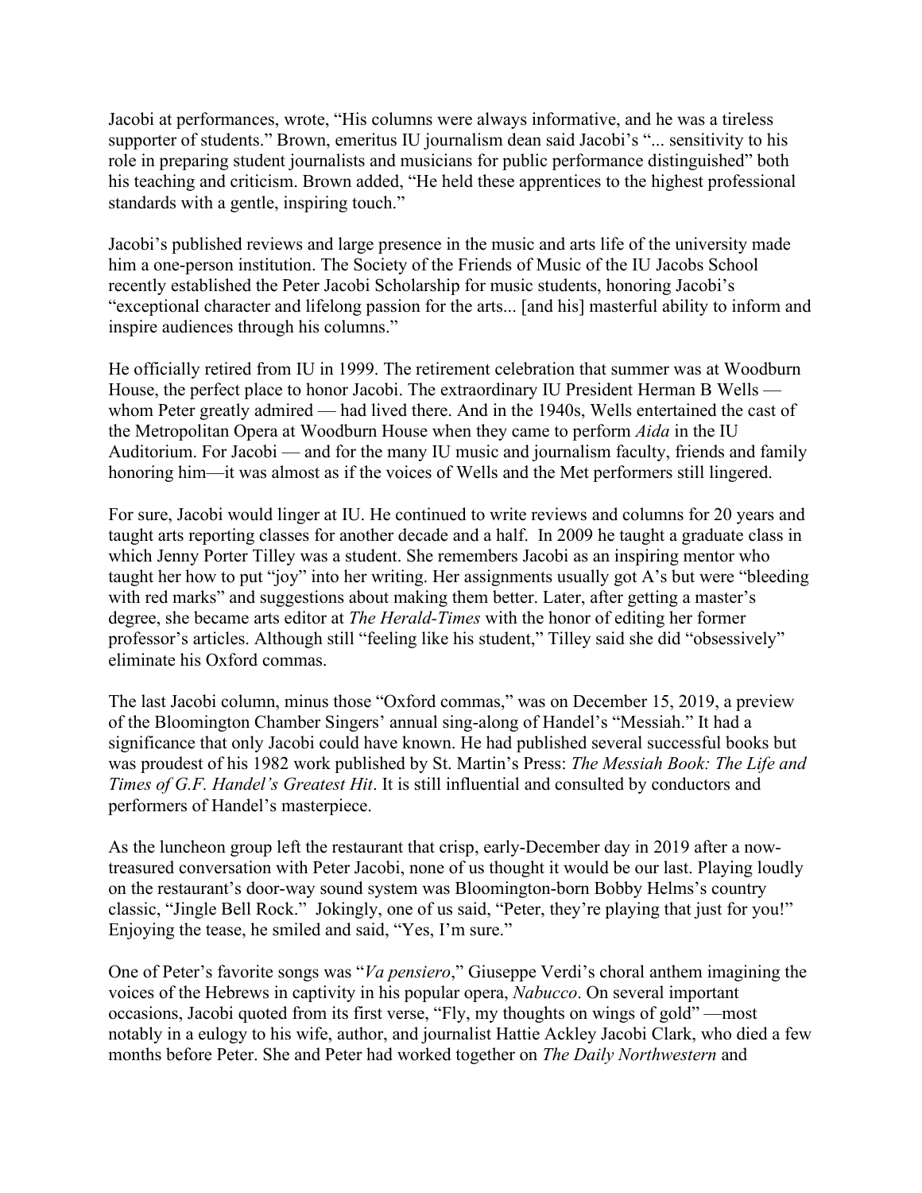Jacobi at performances, wrote, “His columns were always informative, and he was a tireless supporter of students.” Brown, emeritus IU journalism dean said Jacobi’s “... sensitivity to his role in preparing student journalists and musicians for public performance distinguished” both his teaching and criticism. Brown added, “He held these apprentices to the highest professional standards with a gentle, inspiring touch.”

Jacobi’s published reviews and large presence in the music and arts life of the university made him a one-person institution. The Society of the Friends of Music of the IU Jacobs School recently established the Peter Jacobi Scholarship for music students, honoring Jacobi’s “exceptional character and lifelong passion for the arts... [and his] masterful ability to inform and inspire audiences through his columns.”

He officially retired from IU in 1999. The retirement celebration that summer was at Woodburn House, the perfect place to honor Jacobi. The extraordinary IU President Herman B Wells — whom Peter greatly admired — had lived there. And in the 1940s, Wells entertained the cast of the Metropolitan Opera at Woodburn House when they came to perform *Aida* in the IU Auditorium. For Jacobi — and for the many IU music and journalism faculty, friends and family honoring him—it was almost as if the voices of Wells and the Met performers still lingered.

For sure, Jacobi would linger at IU. He continued to write reviews and columns for 20 years and taught arts reporting classes for another decade and a half. In 2009 he taught a graduate class in which Jenny Porter Tilley was a student. She remembers Jacobi as an inspiring mentor who taught her how to put “joy” into her writing. Her assignments usually got A’s but were “bleeding with red marks” and suggestions about making them better. Later, after getting a master’s degree, she became arts editor at *The Herald-Times* with the honor of editing her former professor’s articles. Although still “feeling like his student,” Tilley said she did “obsessively” eliminate his Oxford commas.

The last Jacobi column, minus those “Oxford commas,” was on December 15, 2019, a preview of the Bloomington Chamber Singers’ annual sing-along of Handel’s “Messiah.” It had a significance that only Jacobi could have known. He had published several successful books but was proudest of his 1982 work published by St. Martin’s Press: *The Messiah Book: The Life and Times of G.F. Handel’s Greatest Hit*. It is still influential and consulted by conductors and performers of Handel’s masterpiece.

As the luncheon group left the restaurant that crisp, early-December day in 2019 after a now-treasured conversation with Peter Jacobi, none of us thought it would be our last. Playing loudly on the restaurant’s door-way sound system was Bloomington-born Bobby Helms’s country classic, “Jingle Bell Rock.” Jokingly, one of us said, “Peter, they’re playing that just for you!” Enjoying the tease, he smiled and said, “Yes, I’m sure.”

One of Peter’s favorite songs was “*Va pensiero*,” Giuseppe Verdi’s choral anthem imagining the voices of the Hebrews in captivity in his popular opera, *Nabucco*. On several important occasions, Jacobi quoted from its first verse, “Fly, my thoughts on wings of gold” —most notably in a eulogy to his wife, author, and journalist Hattie Ackley Jacobi Clark, who died a few months before Peter. She and Peter had worked together on *The Daily Northwestern* and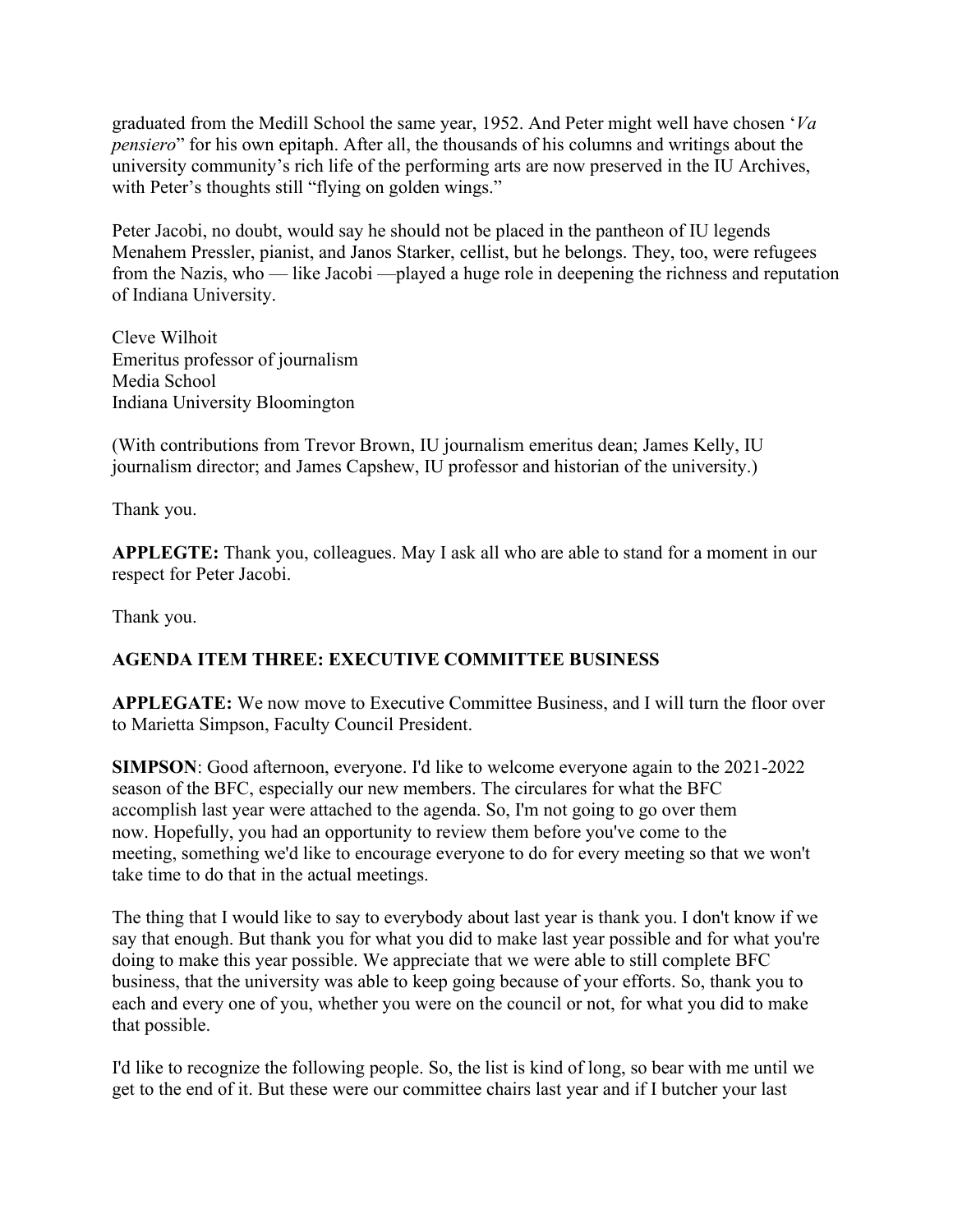graduated from the Medill School the same year, 1952. And Peter might well have chosen '*Va pensiero*" for his own epitaph. After all, the thousands of his columns and writings about the university community's rich life of the performing arts are now preserved in the IU Archives, with Peter's thoughts still "flying on golden wings."

Peter Jacobi, no doubt, would say he should not be placed in the pantheon of IU legends Menahem Pressler, pianist, and Janos Starker, cellist, but he belongs. They, too, were refugees from the Nazis, who — like Jacobi —played a huge role in deepening the richness and reputation of Indiana University.

Cleve Wilhoit
Emeritus professor of journalism
Media School
Indiana University Bloomington

(With contributions from Trevor Brown, IU journalism emeritus dean; James Kelly, IU journalism director; and James Capshew, IU professor and historian of the university.)

Thank you.

**APPLEGTE:** Thank you, colleagues. May I ask all who are able to stand for a moment in our respect for Peter Jacobi.

Thank you.

**AGENDA ITEM THREE: EXECUTIVE COMMITTEE BUSINESS**

**APPLEGATE:** We now move to Executive Committee Business, and I will turn the floor over to Marietta Simpson, Faculty Council President.

**SIMPSON**: Good afternoon, everyone. I'd like to welcome everyone again to the 2021-2022 season of the BFC, especially our new members. The circulares for what the BFC accomplish last year were attached to the agenda. So, I'm not going to go over them now. Hopefully, you had an opportunity to review them before you've come to the meeting, something we'd like to encourage everyone to do for every meeting so that we won't take time to do that in the actual meetings.

The thing that I would like to say to everybody about last year is thank you. I don't know if we say that enough. But thank you for what you did to make last year possible and for what you're doing to make this year possible. We appreciate that we were able to still complete BFC business, that the university was able to keep going because of your efforts. So, thank you to each and every one of you, whether you were on the council or not, for what you did to make that possible.

I'd like to recognize the following people. So, the list is kind of long, so bear with me until we get to the end of it. But these were our committee chairs last year and if I butcher your last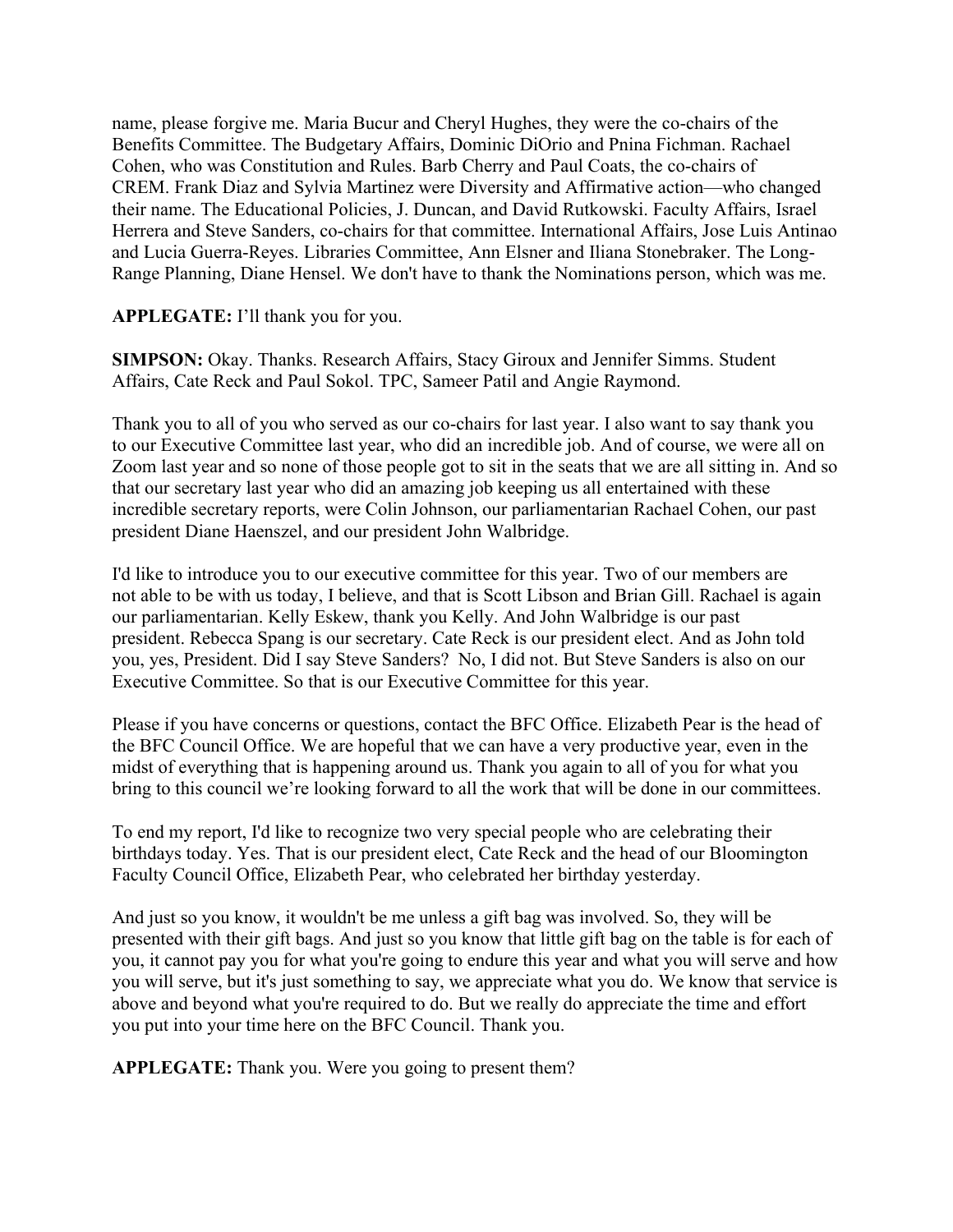name, please forgive me. Maria Bucur and Cheryl Hughes, they were the co-chairs of the Benefits Committee. The Budgetary Affairs, Dominic DiOrio and Pnina Fichman. Rachael Cohen, who was Constitution and Rules. Barb Cherry and Paul Coats, the co-chairs of CREM. Frank Diaz and Sylvia Martinez were Diversity and Affirmative action—who changed their name. The Educational Policies, J. Duncan, and David Rutkowski. Faculty Affairs, Israel Herrera and Steve Sanders, co-chairs for that committee. International Affairs, Jose Luis Antinao and Lucia Guerra-Reyes. Libraries Committee, Ann Elsner and Iliana Stonebraker. The Long-Range Planning, Diane Hensel. We don't have to thank the Nominations person, which was me.

**APPLEGATE:** I'll thank you for you.

**SIMPSON:** Okay. Thanks. Research Affairs, Stacy Giroux and Jennifer Simms. Student Affairs, Cate Reck and Paul Sokol. TPC, Sameer Patil and Angie Raymond.

Thank you to all of you who served as our co-chairs for last year. I also want to say thank you to our Executive Committee last year, who did an incredible job. And of course, we were all on Zoom last year and so none of those people got to sit in the seats that we are all sitting in. And so that our secretary last year who did an amazing job keeping us all entertained with these incredible secretary reports, were Colin Johnson, our parliamentarian Rachael Cohen, our past president Diane Haenszel, and our president John Walbridge.

I'd like to introduce you to our executive committee for this year. Two of our members are not able to be with us today, I believe, and that is Scott Libson and Brian Gill. Rachael is again our parliamentarian. Kelly Eskew, thank you Kelly. And John Walbridge is our past president. Rebecca Spang is our secretary. Cate Reck is our president elect. And as John told you, yes, President. Did I say Steve Sanders? No, I did not. But Steve Sanders is also on our Executive Committee. So that is our Executive Committee for this year.

Please if you have concerns or questions, contact the BFC Office. Elizabeth Pear is the head of the BFC Council Office. We are hopeful that we can have a very productive year, even in the midst of everything that is happening around us. Thank you again to all of you for what you bring to this council we're looking forward to all the work that will be done in our committees.

To end my report, I'd like to recognize two very special people who are celebrating their birthdays today. Yes. That is our president elect, Cate Reck and the head of our Bloomington Faculty Council Office, Elizabeth Pear, who celebrated her birthday yesterday.

And just so you know, it wouldn't be me unless a gift bag was involved. So, they will be presented with their gift bags. And just so you know that little gift bag on the table is for each of you, it cannot pay you for what you're going to endure this year and what you will serve and how you will serve, but it's just something to say, we appreciate what you do. We know that service is above and beyond what you're required to do. But we really do appreciate the time and effort you put into your time here on the BFC Council. Thank you.

**APPLEGATE:** Thank you. Were you going to present them?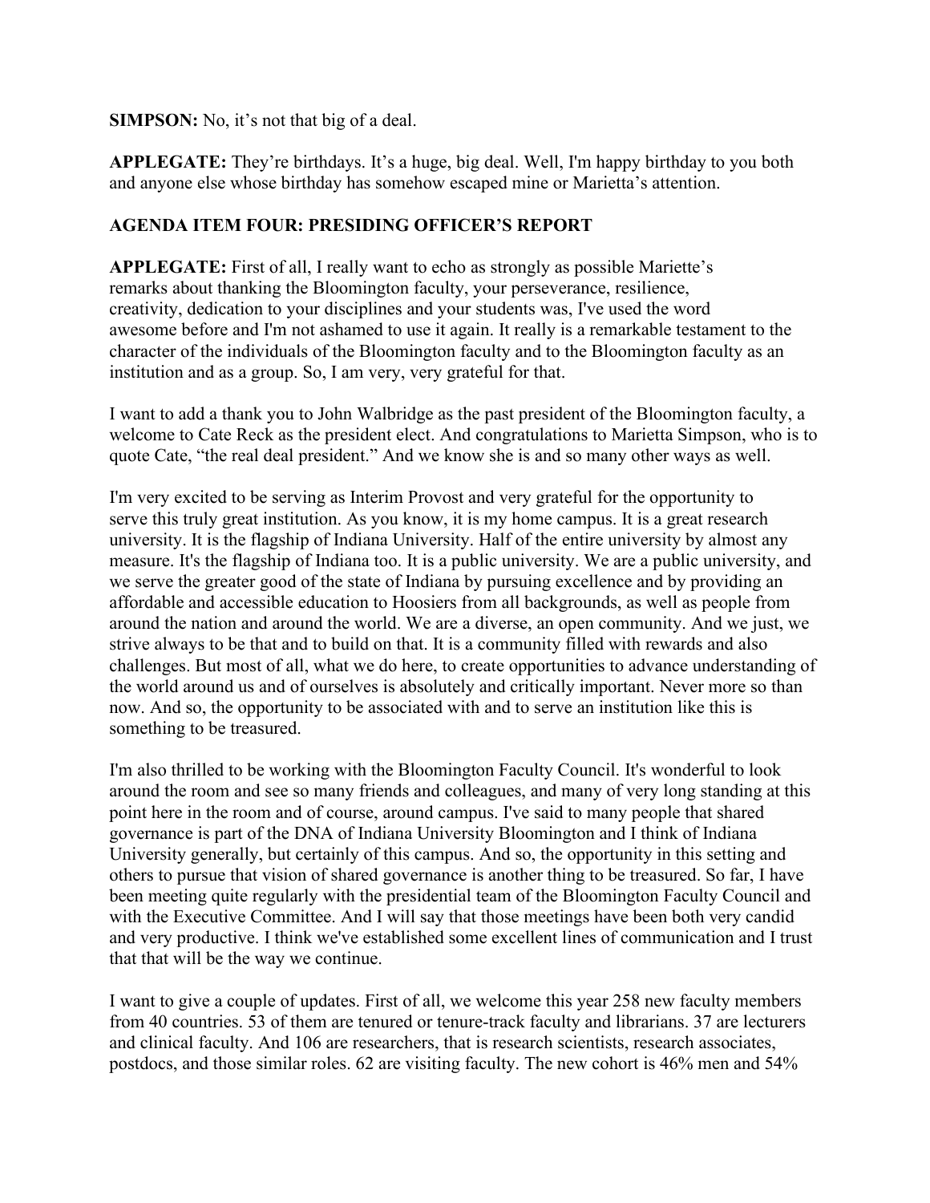**SIMPSON:** No, it's not that big of a deal.

**APPLEGATE:** They're birthdays. It's a huge, big deal. Well, I'm happy birthday to you both and anyone else whose birthday has somehow escaped mine or Marietta's attention.

## AGENDA ITEM FOUR: PRESIDING OFFICER'S REPORT

**APPLEGATE:** First of all, I really want to echo as strongly as possible Mariette's remarks about thanking the Bloomington faculty, your perseverance, resilience, creativity, dedication to your disciplines and your students was, I've used the word awesome before and I'm not ashamed to use it again. It really is a remarkable testament to the character of the individuals of the Bloomington faculty and to the Bloomington faculty as an institution and as a group. So, I am very, very grateful for that.

I want to add a thank you to John Walbridge as the past president of the Bloomington faculty, a welcome to Cate Reck as the president elect. And congratulations to Marietta Simpson, who is to quote Cate, "the real deal president." And we know she is and so many other ways as well.

I'm very excited to be serving as Interim Provost and very grateful for the opportunity to serve this truly great institution. As you know, it is my home campus. It is a great research university. It is the flagship of Indiana University. Half of the entire university by almost any measure. It's the flagship of Indiana too. It is a public university. We are a public university, and we serve the greater good of the state of Indiana by pursuing excellence and by providing an affordable and accessible education to Hoosiers from all backgrounds, as well as people from around the nation and around the world. We are a diverse, an open community. And we just, we strive always to be that and to build on that. It is a community filled with rewards and also challenges. But most of all, what we do here, to create opportunities to advance understanding of the world around us and of ourselves is absolutely and critically important. Never more so than now. And so, the opportunity to be associated with and to serve an institution like this is something to be treasured.

I'm also thrilled to be working with the Bloomington Faculty Council. It's wonderful to look around the room and see so many friends and colleagues, and many of very long standing at this point here in the room and of course, around campus. I've said to many people that shared governance is part of the DNA of Indiana University Bloomington and I think of Indiana University generally, but certainly of this campus. And so, the opportunity in this setting and others to pursue that vision of shared governance is another thing to be treasured. So far, I have been meeting quite regularly with the presidential team of the Bloomington Faculty Council and with the Executive Committee. And I will say that those meetings have been both very candid and very productive. I think we've established some excellent lines of communication and I trust that that will be the way we continue.

I want to give a couple of updates. First of all, we welcome this year 258 new faculty members from 40 countries. 53 of them are tenured or tenure-track faculty and librarians. 37 are lecturers and clinical faculty. And 106 are researchers, that is research scientists, research associates, postdocs, and those similar roles. 62 are visiting faculty. The new cohort is 46% men and 54%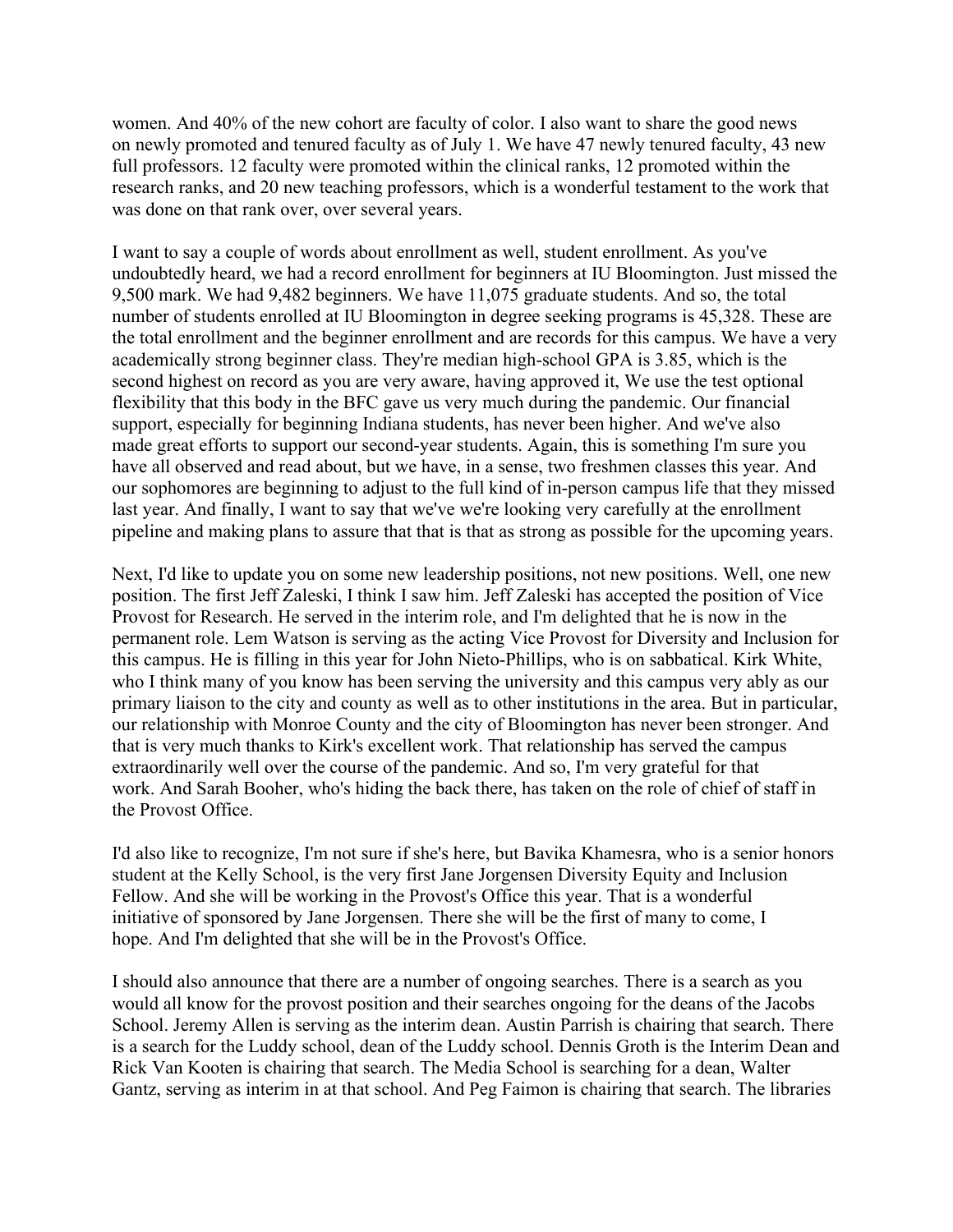women. And 40% of the new cohort are faculty of color. I also want to share the good news on newly promoted and tenured faculty as of July 1. We have 47 newly tenured faculty, 43 new full professors. 12 faculty were promoted within the clinical ranks, 12 promoted within the research ranks, and 20 new teaching professors, which is a wonderful testament to the work that was done on that rank over, over several years.

I want to say a couple of words about enrollment as well, student enrollment. As you've undoubtedly heard, we had a record enrollment for beginners at IU Bloomington. Just missed the 9,500 mark. We had 9,482 beginners. We have 11,075 graduate students. And so, the total number of students enrolled at IU Bloomington in degree seeking programs is 45,328. These are the total enrollment and the beginner enrollment and are records for this campus. We have a very academically strong beginner class. They're median high-school GPA is 3.85, which is the second highest on record as you are very aware, having approved it, We use the test optional flexibility that this body in the BFC gave us very much during the pandemic. Our financial support, especially for beginning Indiana students, has never been higher. And we've also made great efforts to support our second-year students. Again, this is something I'm sure you have all observed and read about, but we have, in a sense, two freshmen classes this year. And our sophomores are beginning to adjust to the full kind of in-person campus life that they missed last year. And finally, I want to say that we've we're looking very carefully at the enrollment pipeline and making plans to assure that that is that as strong as possible for the upcoming years.

Next, I'd like to update you on some new leadership positions, not new positions. Well, one new position. The first Jeff Zaleski, I think I saw him. Jeff Zaleski has accepted the position of Vice Provost for Research. He served in the interim role, and I'm delighted that he is now in the permanent role. Lem Watson is serving as the acting Vice Provost for Diversity and Inclusion for this campus. He is filling in this year for John Nieto-Phillips, who is on sabbatical. Kirk White, who I think many of you know has been serving the university and this campus very ably as our primary liaison to the city and county as well as to other institutions in the area. But in particular, our relationship with Monroe County and the city of Bloomington has never been stronger. And that is very much thanks to Kirk's excellent work. That relationship has served the campus extraordinarily well over the course of the pandemic. And so, I'm very grateful for that work. And Sarah Booher, who's hiding the back there, has taken on the role of chief of staff in the Provost Office.

I'd also like to recognize, I'm not sure if she's here, but Bavika Khamesra, who is a senior honors student at the Kelly School, is the very first Jane Jorgensen Diversity Equity and Inclusion Fellow. And she will be working in the Provost's Office this year. That is a wonderful initiative of sponsored by Jane Jorgensen. There she will be the first of many to come, I hope. And I'm delighted that she will be in the Provost's Office.

I should also announce that there are a number of ongoing searches. There is a search as you would all know for the provost position and their searches ongoing for the deans of the Jacobs School. Jeremy Allen is serving as the interim dean. Austin Parrish is chairing that search. There is a search for the Luddy school, dean of the Luddy school. Dennis Groth is the Interim Dean and Rick Van Kooten is chairing that search. The Media School is searching for a dean, Walter Gantz, serving as interim in at that school. And Peg Faimon is chairing that search. The libraries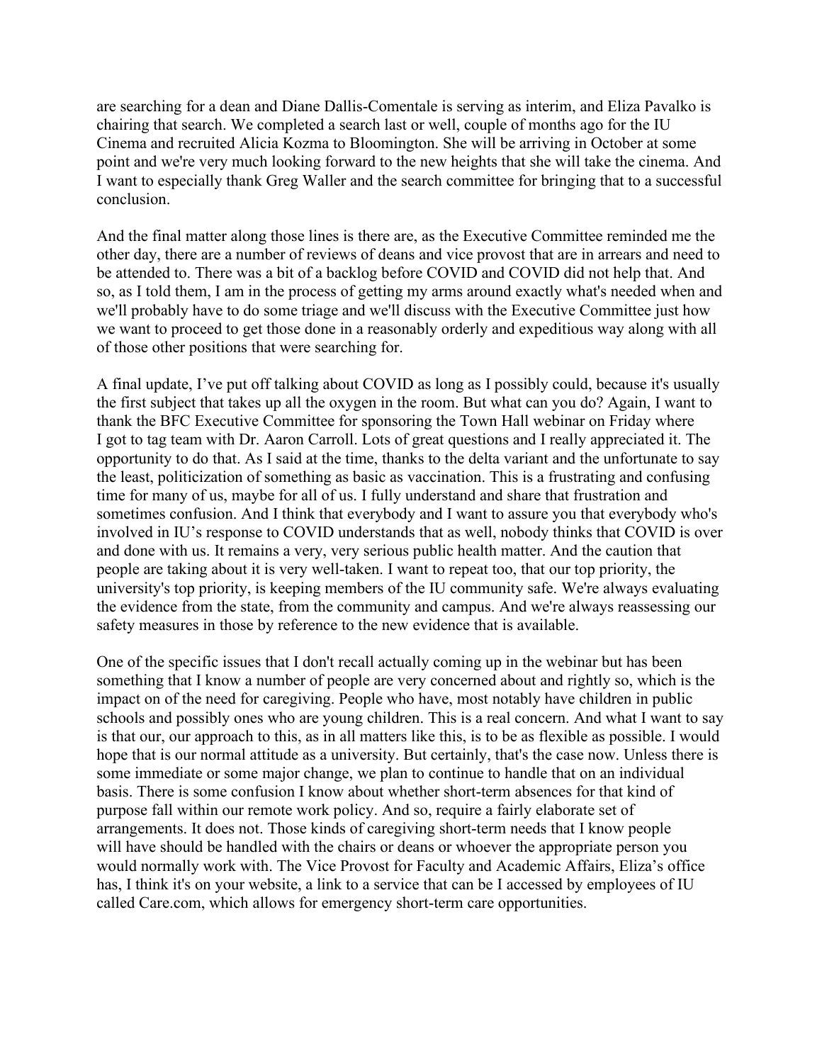are searching for a dean and Diane Dallis-Comentale is serving as interim, and Eliza Pavalko is chairing that search. We completed a search last or well, couple of months ago for the IU Cinema and recruited Alicia Kozma to Bloomington. She will be arriving in October at some point and we're very much looking forward to the new heights that she will take the cinema. And I want to especially thank Greg Waller and the search committee for bringing that to a successful conclusion.

And the final matter along those lines is there are, as the Executive Committee reminded me the other day, there are a number of reviews of deans and vice provost that are in arrears and need to be attended to. There was a bit of a backlog before COVID and COVID did not help that. And so, as I told them, I am in the process of getting my arms around exactly what's needed when and we'll probably have to do some triage and we'll discuss with the Executive Committee just how we want to proceed to get those done in a reasonably orderly and expeditious way along with all of those other positions that were searching for.

A final update, I've put off talking about COVID as long as I possibly could, because it's usually the first subject that takes up all the oxygen in the room. But what can you do? Again, I want to thank the BFC Executive Committee for sponsoring the Town Hall webinar on Friday where I got to tag team with Dr. Aaron Carroll. Lots of great questions and I really appreciated it. The opportunity to do that. As I said at the time, thanks to the delta variant and the unfortunate to say the least, politicization of something as basic as vaccination. This is a frustrating and confusing time for many of us, maybe for all of us. I fully understand and share that frustration and sometimes confusion. And I think that everybody and I want to assure you that everybody who's involved in IU's response to COVID understands that as well, nobody thinks that COVID is over and done with us. It remains a very, very serious public health matter. And the caution that people are taking about it is very well-taken. I want to repeat too, that our top priority, the university's top priority, is keeping members of the IU community safe. We're always evaluating the evidence from the state, from the community and campus. And we're always reassessing our safety measures in those by reference to the new evidence that is available.

One of the specific issues that I don't recall actually coming up in the webinar but has been something that I know a number of people are very concerned about and rightly so, which is the impact on of the need for caregiving. People who have, most notably have children in public schools and possibly ones who are young children. This is a real concern. And what I want to say is that our, our approach to this, as in all matters like this, is to be as flexible as possible. I would hope that is our normal attitude as a university. But certainly, that's the case now. Unless there is some immediate or some major change, we plan to continue to handle that on an individual basis. There is some confusion I know about whether short-term absences for that kind of purpose fall within our remote work policy. And so, require a fairly elaborate set of arrangements. It does not. Those kinds of caregiving short-term needs that I know people will have should be handled with the chairs or deans or whoever the appropriate person you would normally work with. The Vice Provost for Faculty and Academic Affairs, Eliza's office has, I think it's on your website, a link to a service that can be I accessed by employees of IU called Care.com, which allows for emergency short-term care opportunities.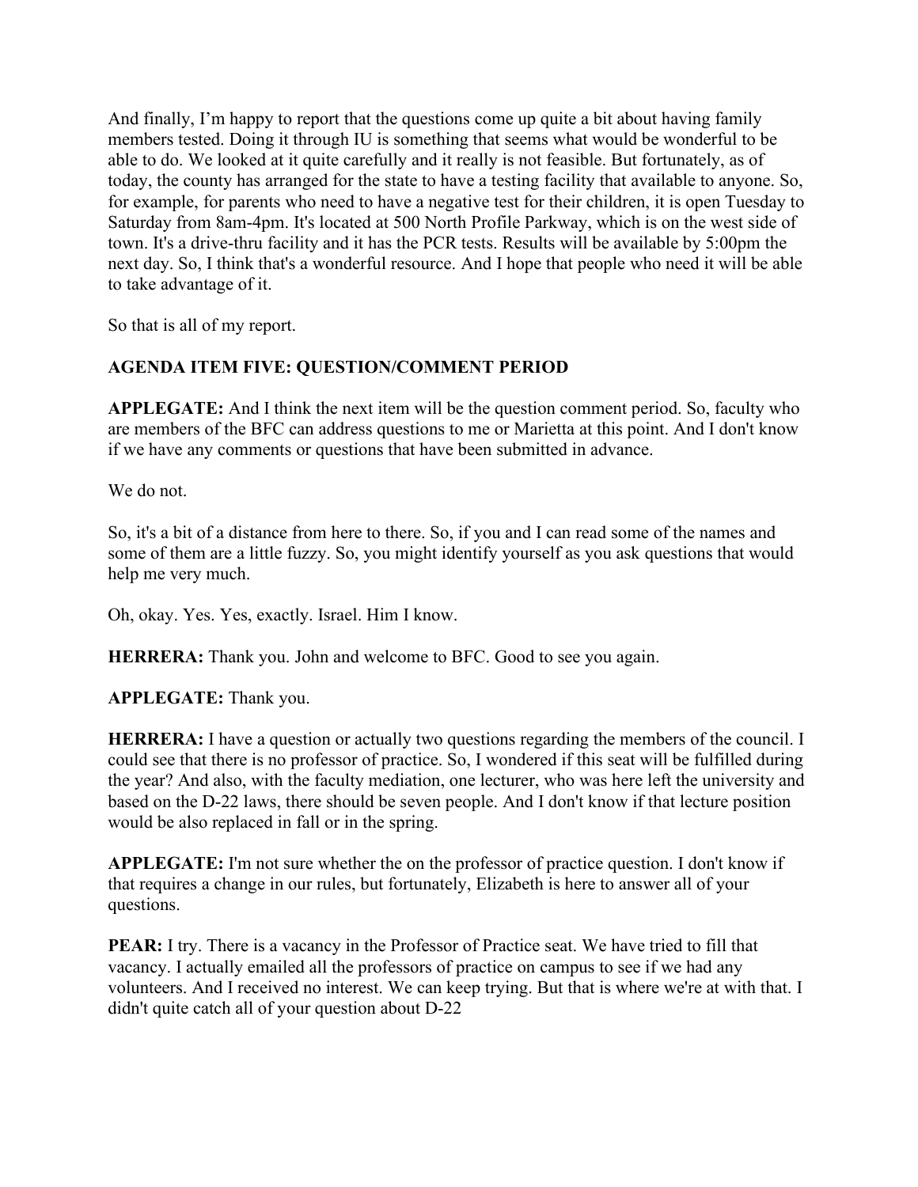And finally, I'm happy to report that the questions come up quite a bit about having family members tested. Doing it through IU is something that seems what would be wonderful to be able to do. We looked at it quite carefully and it really is not feasible. But fortunately, as of today, the county has arranged for the state to have a testing facility that available to anyone. So, for example, for parents who need to have a negative test for their children, it is open Tuesday to Saturday from 8am-4pm. It's located at 500 North Profile Parkway, which is on the west side of town. It's a drive-thru facility and it has the PCR tests. Results will be available by 5:00pm the next day. So, I think that's a wonderful resource. And I hope that people who need it will be able to take advantage of it.

So that is all of my report.

**AGENDA ITEM FIVE: QUESTION/COMMENT PERIOD**

**APPLEGATE:** And I think the next item will be the question comment period. So, faculty who are members of the BFC can address questions to me or Marietta at this point. And I don't know if we have any comments or questions that have been submitted in advance.

We do not.

So, it's a bit of a distance from here to there. So, if you and I can read some of the names and some of them are a little fuzzy. So, you might identify yourself as you ask questions that would help me very much.

Oh, okay. Yes. Yes, exactly. Israel. Him I know.

**HERRERA:** Thank you. John and welcome to BFC. Good to see you again.

**APPLEGATE:** Thank you.

**HERRERA:** I have a question or actually two questions regarding the members of the council. I could see that there is no professor of practice. So, I wondered if this seat will be fulfilled during the year? And also, with the faculty mediation, one lecturer, who was here left the university and based on the D-22 laws, there should be seven people. And I don't know if that lecture position would be also replaced in fall or in the spring.

**APPLEGATE:** I'm not sure whether the on the professor of practice question. I don't know if that requires a change in our rules, but fortunately, Elizabeth is here to answer all of your questions.

**PEAR:** I try. There is a vacancy in the Professor of Practice seat. We have tried to fill that vacancy. I actually emailed all the professors of practice on campus to see if we had any volunteers. And I received no interest. We can keep trying. But that is where we're at with that. I didn't quite catch all of your question about D-22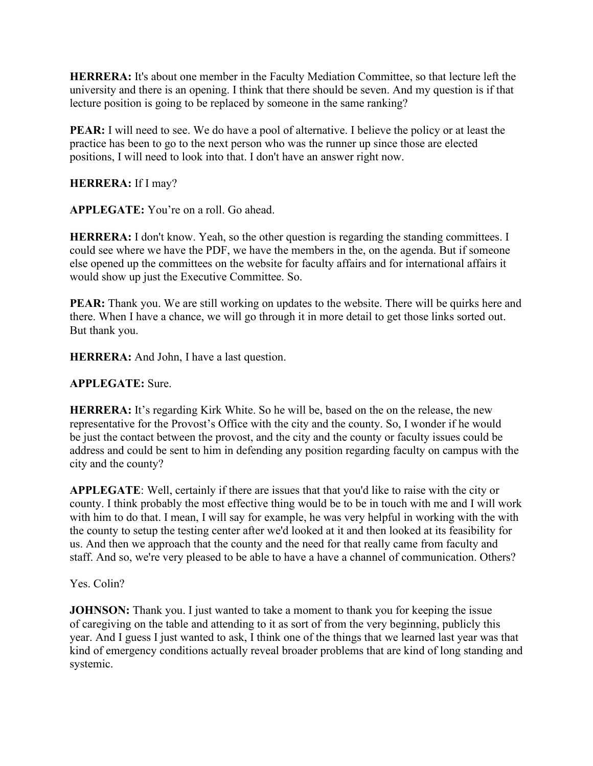**HERRERA:** It's about one member in the Faculty Mediation Committee, so that lecture left the university and there is an opening. I think that there should be seven. And my question is if that lecture position is going to be replaced by someone in the same ranking?

**PEAR:** I will need to see. We do have a pool of alternative. I believe the policy or at least the practice has been to go to the next person who was the runner up since those are elected positions, I will need to look into that. I don't have an answer right now.

**HERRERA:** If I may?

**APPLEGATE:** You're on a roll. Go ahead.

**HERRERA:** I don't know. Yeah, so the other question is regarding the standing committees. I could see where we have the PDF, we have the members in the, on the agenda. But if someone else opened up the committees on the website for faculty affairs and for international affairs it would show up just the Executive Committee. So.

**PEAR:** Thank you. We are still working on updates to the website. There will be quirks here and there. When I have a chance, we will go through it in more detail to get those links sorted out. But thank you.

**HERRERA:** And John, I have a last question.

**APPLEGATE:** Sure.

**HERRERA:** It's regarding Kirk White. So he will be, based on the on the release, the new representative for the Provost's Office with the city and the county. So, I wonder if he would be just the contact between the provost, and the city and the county or faculty issues could be address and could be sent to him in defending any position regarding faculty on campus with the city and the county?

**APPLEGATE**: Well, certainly if there are issues that that you'd like to raise with the city or county. I think probably the most effective thing would be to be in touch with me and I will work with him to do that. I mean, I will say for example, he was very helpful in working with the with the county to setup the testing center after we'd looked at it and then looked at its feasibility for us. And then we approach that the county and the need for that really came from faculty and staff. And so, we're very pleased to be able to have a have a channel of communication. Others?

Yes. Colin?

**JOHNSON:** Thank you. I just wanted to take a moment to thank you for keeping the issue of caregiving on the table and attending to it as sort of from the very beginning, publicly this year. And I guess I just wanted to ask, I think one of the things that we learned last year was that kind of emergency conditions actually reveal broader problems that are kind of long standing and systemic.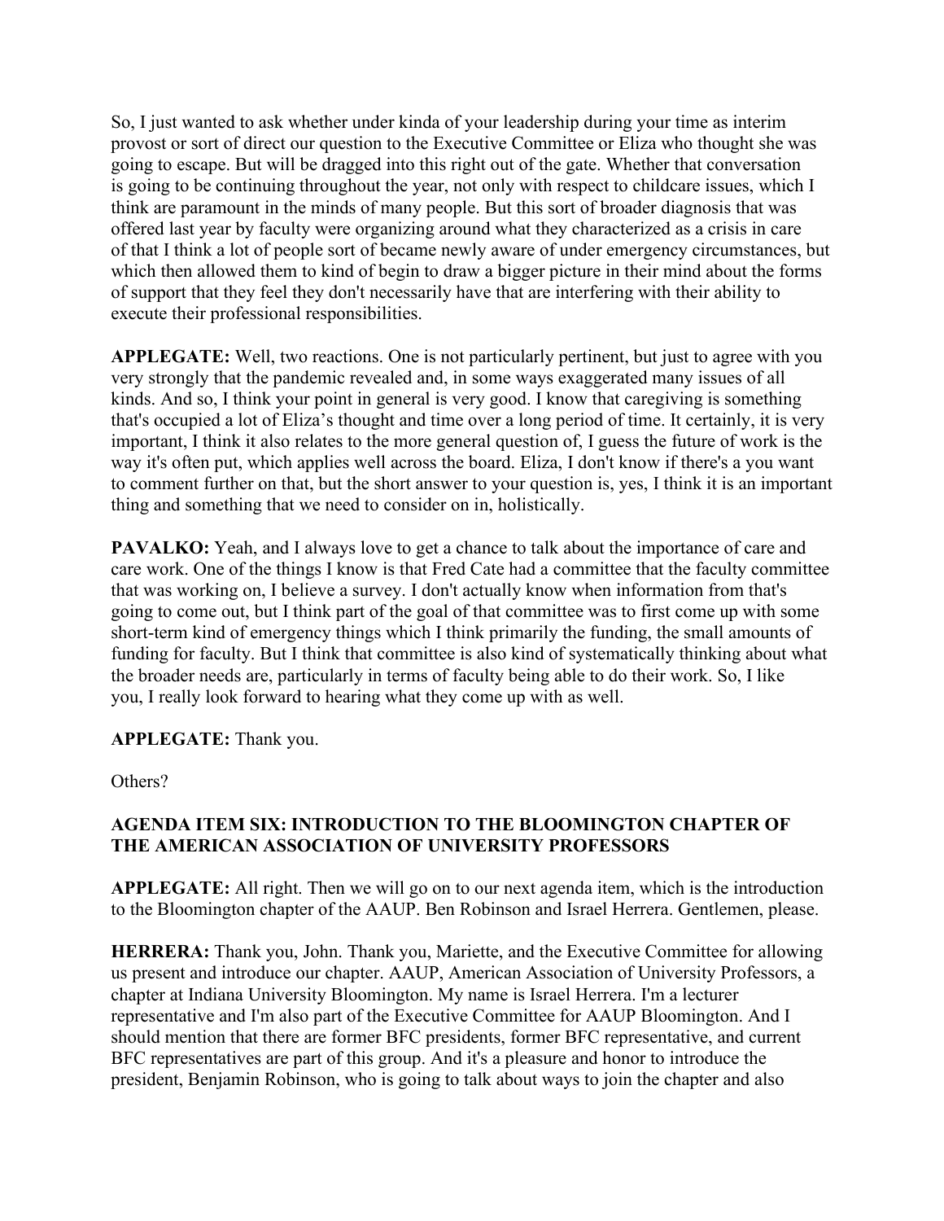So, I just wanted to ask whether under kinda of your leadership during your time as interim provost or sort of direct our question to the Executive Committee or Eliza who thought she was going to escape. But will be dragged into this right out of the gate. Whether that conversation is going to be continuing throughout the year, not only with respect to childcare issues, which I think are paramount in the minds of many people. But this sort of broader diagnosis that was offered last year by faculty were organizing around what they characterized as a crisis in care of that I think a lot of people sort of became newly aware of under emergency circumstances, but which then allowed them to kind of begin to draw a bigger picture in their mind about the forms of support that they feel they don't necessarily have that are interfering with their ability to execute their professional responsibilities.

**APPLEGATE:** Well, two reactions. One is not particularly pertinent, but just to agree with you very strongly that the pandemic revealed and, in some ways exaggerated many issues of all kinds. And so, I think your point in general is very good. I know that caregiving is something that's occupied a lot of Eliza's thought and time over a long period of time. It certainly, it is very important, I think it also relates to the more general question of, I guess the future of work is the way it's often put, which applies well across the board. Eliza, I don't know if there's a you want to comment further on that, but the short answer to your question is, yes, I think it is an important thing and something that we need to consider on in, holistically.

**PAVALKO:** Yeah, and I always love to get a chance to talk about the importance of care and care work. One of the things I know is that Fred Cate had a committee that the faculty committee that was working on, I believe a survey. I don't actually know when information from that's going to come out, but I think part of the goal of that committee was to first come up with some short-term kind of emergency things which I think primarily the funding, the small amounts of funding for faculty. But I think that committee is also kind of systematically thinking about what the broader needs are, particularly in terms of faculty being able to do their work. So, I like you, I really look forward to hearing what they come up with as well.

**APPLEGATE:** Thank you.

Others?

**AGENDA ITEM SIX: INTRODUCTION TO THE BLOOMINGTON CHAPTER OF THE AMERICAN ASSOCIATION OF UNIVERSITY PROFESSORS**

**APPLEGATE:** All right. Then we will go on to our next agenda item, which is the introduction to the Bloomington chapter of the AAUP. Ben Robinson and Israel Herrera. Gentlemen, please.

**HERRERA:** Thank you, John. Thank you, Mariette, and the Executive Committee for allowing us present and introduce our chapter. AAUP, American Association of University Professors, a chapter at Indiana University Bloomington. My name is Israel Herrera. I'm a lecturer representative and I'm also part of the Executive Committee for AAUP Bloomington. And I should mention that there are former BFC presidents, former BFC representative, and current BFC representatives are part of this group. And it's a pleasure and honor to introduce the president, Benjamin Robinson, who is going to talk about ways to join the chapter and also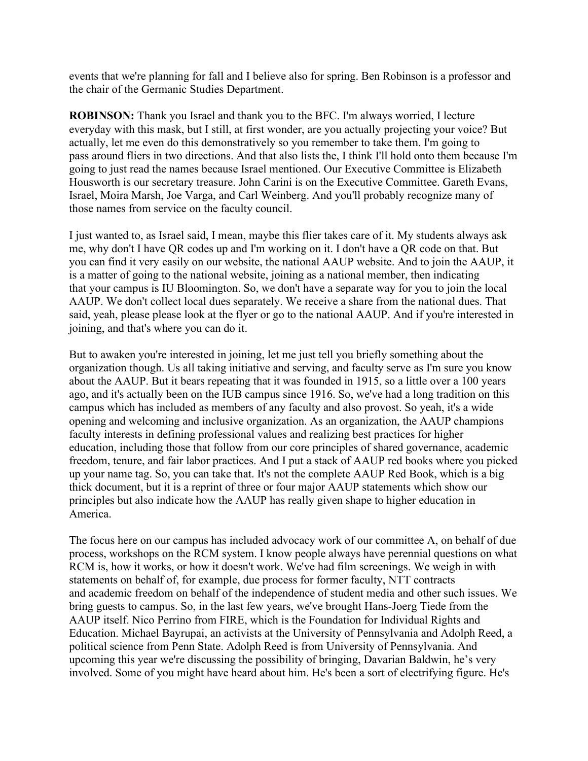events that we're planning for fall and I believe also for spring. Ben Robinson is a professor and the chair of the Germanic Studies Department.

**ROBINSON:** Thank you Israel and thank you to the BFC. I'm always worried, I lecture everyday with this mask, but I still, at first wonder, are you actually projecting your voice? But actually, let me even do this demonstratively so you remember to take them. I'm going to pass around fliers in two directions. And that also lists the, I think I'll hold onto them because I'm going to just read the names because Israel mentioned. Our Executive Committee is Elizabeth Housworth is our secretary treasure. John Carini is on the Executive Committee. Gareth Evans, Israel, Moira Marsh, Joe Varga, and Carl Weinberg. And you'll probably recognize many of those names from service on the faculty council.

I just wanted to, as Israel said, I mean, maybe this flier takes care of it. My students always ask me, why don't I have QR codes up and I'm working on it. I don't have a QR code on that. But you can find it very easily on our website, the national AAUP website. And to join the AAUP, it is a matter of going to the national website, joining as a national member, then indicating that your campus is IU Bloomington. So, we don't have a separate way for you to join the local AAUP. We don't collect local dues separately. We receive a share from the national dues. That said, yeah, please please look at the flyer or go to the national AAUP. And if you're interested in joining, and that's where you can do it.

But to awaken you're interested in joining, let me just tell you briefly something about the organization though. Us all taking initiative and serving, and faculty serve as I'm sure you know about the AAUP. But it bears repeating that it was founded in 1915, so a little over a 100 years ago, and it's actually been on the IUB campus since 1916. So, we've had a long tradition on this campus which has included as members of any faculty and also provost. So yeah, it's a wide opening and welcoming and inclusive organization. As an organization, the AAUP champions faculty interests in defining professional values and realizing best practices for higher education, including those that follow from our core principles of shared governance, academic freedom, tenure, and fair labor practices. And I put a stack of AAUP red books where you picked up your name tag. So, you can take that. It's not the complete AAUP Red Book, which is a big thick document, but it is a reprint of three or four major AAUP statements which show our principles but also indicate how the AAUP has really given shape to higher education in America.

The focus here on our campus has included advocacy work of our committee A, on behalf of due process, workshops on the RCM system. I know people always have perennial questions on what RCM is, how it works, or how it doesn't work. We've had film screenings. We weigh in with statements on behalf of, for example, due process for former faculty, NTT contracts and academic freedom on behalf of the independence of student media and other such issues. We bring guests to campus. So, in the last few years, we've brought Hans-Joerg Tiede from the AAUP itself. Nico Perrino from FIRE, which is the Foundation for Individual Rights and Education. Michael Bayrupai, an activists at the University of Pennsylvania and Adolph Reed, a political science from Penn State. Adolph Reed is from University of Pennsylvania. And upcoming this year we're discussing the possibility of bringing, Davarian Baldwin, he's very involved. Some of you might have heard about him. He's been a sort of electrifying figure. He's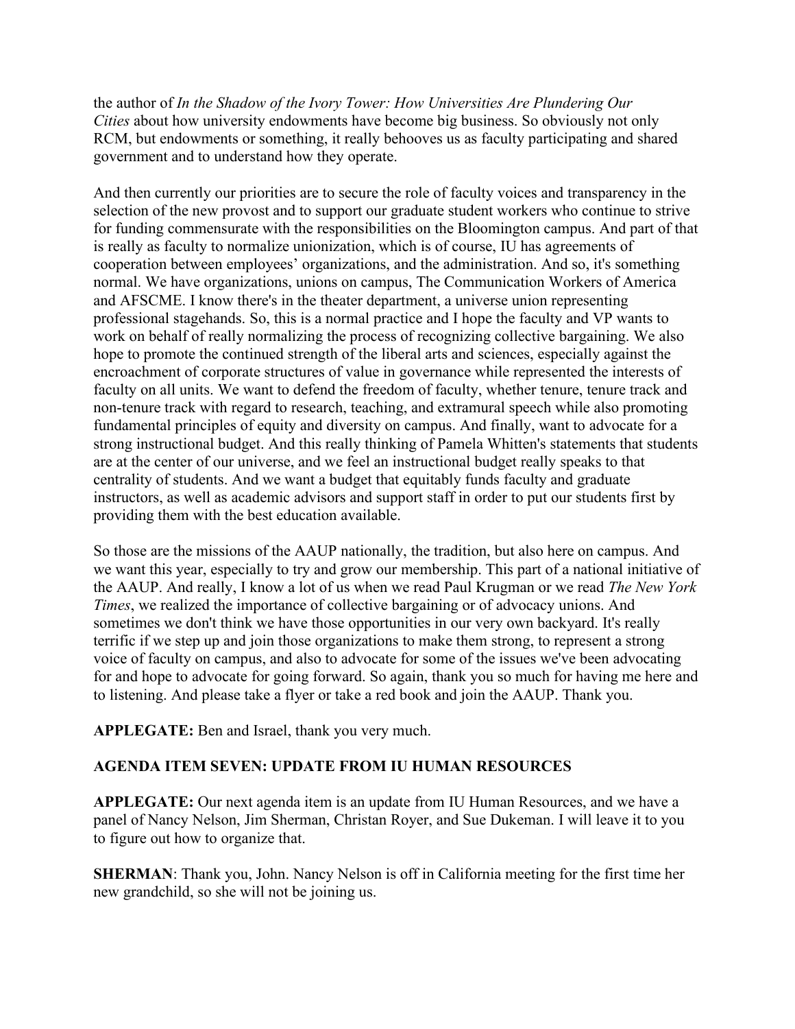the author of *In the Shadow of the Ivory Tower: How Universities Are Plundering Our Cities* about how university endowments have become big business. So obviously not only RCM, but endowments or something, it really behooves us as faculty participating and shared government and to understand how they operate.

And then currently our priorities are to secure the role of faculty voices and transparency in the selection of the new provost and to support our graduate student workers who continue to strive for funding commensurate with the responsibilities on the Bloomington campus. And part of that is really as faculty to normalize unionization, which is of course, IU has agreements of cooperation between employees' organizations, and the administration. And so, it's something normal. We have organizations, unions on campus, The Communication Workers of America and AFSCME. I know there's in the theater department, a universe union representing professional stagehands. So, this is a normal practice and I hope the faculty and VP wants to work on behalf of really normalizing the process of recognizing collective bargaining. We also hope to promote the continued strength of the liberal arts and sciences, especially against the encroachment of corporate structures of value in governance while represented the interests of faculty on all units. We want to defend the freedom of faculty, whether tenure, tenure track and non-tenure track with regard to research, teaching, and extramural speech while also promoting fundamental principles of equity and diversity on campus. And finally, want to advocate for a strong instructional budget. And this really thinking of Pamela Whitten's statements that students are at the center of our universe, and we feel an instructional budget really speaks to that centrality of students. And we want a budget that equitably funds faculty and graduate instructors, as well as academic advisors and support staff in order to put our students first by providing them with the best education available.

So those are the missions of the AAUP nationally, the tradition, but also here on campus. And we want this year, especially to try and grow our membership. This part of a national initiative of the AAUP. And really, I know a lot of us when we read Paul Krugman or we read *The New York Times*, we realized the importance of collective bargaining or of advocacy unions. And sometimes we don't think we have those opportunities in our very own backyard. It's really terrific if we step up and join those organizations to make them strong, to represent a strong voice of faculty on campus, and also to advocate for some of the issues we've been advocating for and hope to advocate for going forward. So again, thank you so much for having me here and to listening. And please take a flyer or take a red book and join the AAUP. Thank you.

**APPLEGATE:** Ben and Israel, thank you very much.

**AGENDA ITEM SEVEN: UPDATE FROM IU HUMAN RESOURCES**

**APPLEGATE:** Our next agenda item is an update from IU Human Resources, and we have a panel of Nancy Nelson, Jim Sherman, Christan Royer, and Sue Dukeman. I will leave it to you to figure out how to organize that.

**SHERMAN**: Thank you, John. Nancy Nelson is off in California meeting for the first time her new grandchild, so she will not be joining us.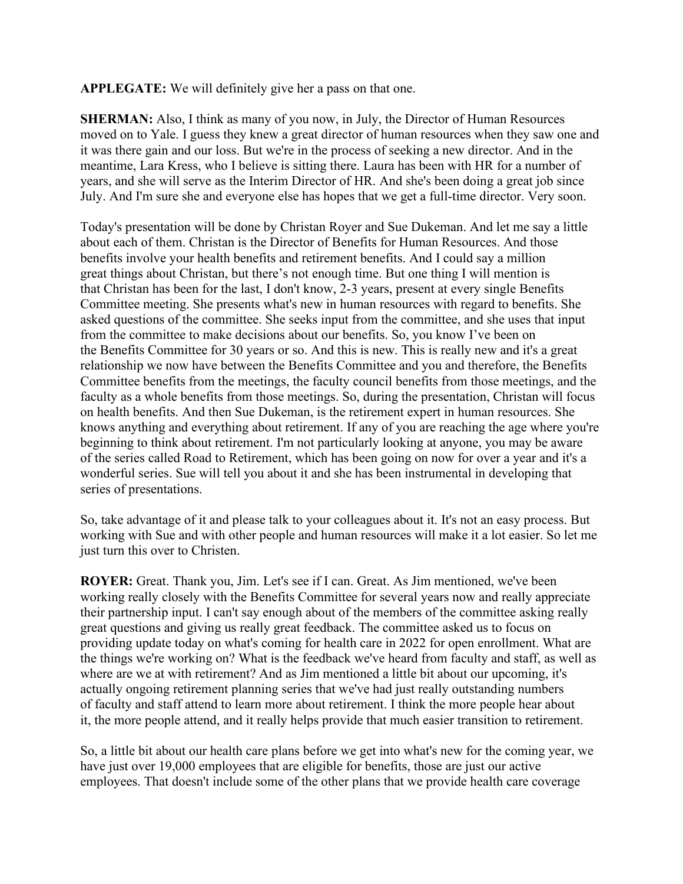**APPLEGATE:** We will definitely give her a pass on that one.

**SHERMAN:** Also, I think as many of you now, in July, the Director of Human Resources moved on to Yale. I guess they knew a great director of human resources when they saw one and it was there gain and our loss. But we're in the process of seeking a new director. And in the meantime, Lara Kress, who I believe is sitting there. Laura has been with HR for a number of years, and she will serve as the Interim Director of HR. And she's been doing a great job since July. And I'm sure she and everyone else has hopes that we get a full-time director. Very soon.

Today's presentation will be done by Christan Royer and Sue Dukeman. And let me say a little about each of them. Christan is the Director of Benefits for Human Resources. And those benefits involve your health benefits and retirement benefits. And I could say a million great things about Christan, but there's not enough time. But one thing I will mention is that Christan has been for the last, I don't know, 2-3 years, present at every single Benefits Committee meeting. She presents what's new in human resources with regard to benefits. She asked questions of the committee. She seeks input from the committee, and she uses that input from the committee to make decisions about our benefits. So, you know I've been on the Benefits Committee for 30 years or so. And this is new. This is really new and it's a great relationship we now have between the Benefits Committee and you and therefore, the Benefits Committee benefits from the meetings, the faculty council benefits from those meetings, and the faculty as a whole benefits from those meetings. So, during the presentation, Christan will focus on health benefits. And then Sue Dukeman, is the retirement expert in human resources. She knows anything and everything about retirement. If any of you are reaching the age where you're beginning to think about retirement. I'm not particularly looking at anyone, you may be aware of the series called Road to Retirement, which has been going on now for over a year and it's a wonderful series. Sue will tell you about it and she has been instrumental in developing that series of presentations.

So, take advantage of it and please talk to your colleagues about it. It's not an easy process. But working with Sue and with other people and human resources will make it a lot easier. So let me just turn this over to Christen.

**ROYER:** Great. Thank you, Jim. Let's see if I can. Great. As Jim mentioned, we've been working really closely with the Benefits Committee for several years now and really appreciate their partnership input. I can't say enough about of the members of the committee asking really great questions and giving us really great feedback. The committee asked us to focus on providing update today on what's coming for health care in 2022 for open enrollment. What are the things we're working on? What is the feedback we've heard from faculty and staff, as well as where are we at with retirement? And as Jim mentioned a little bit about our upcoming, it's actually ongoing retirement planning series that we've had just really outstanding numbers of faculty and staff attend to learn more about retirement. I think the more people hear about it, the more people attend, and it really helps provide that much easier transition to retirement.

So, a little bit about our health care plans before we get into what's new for the coming year, we have just over 19,000 employees that are eligible for benefits, those are just our active employees. That doesn't include some of the other plans that we provide health care coverage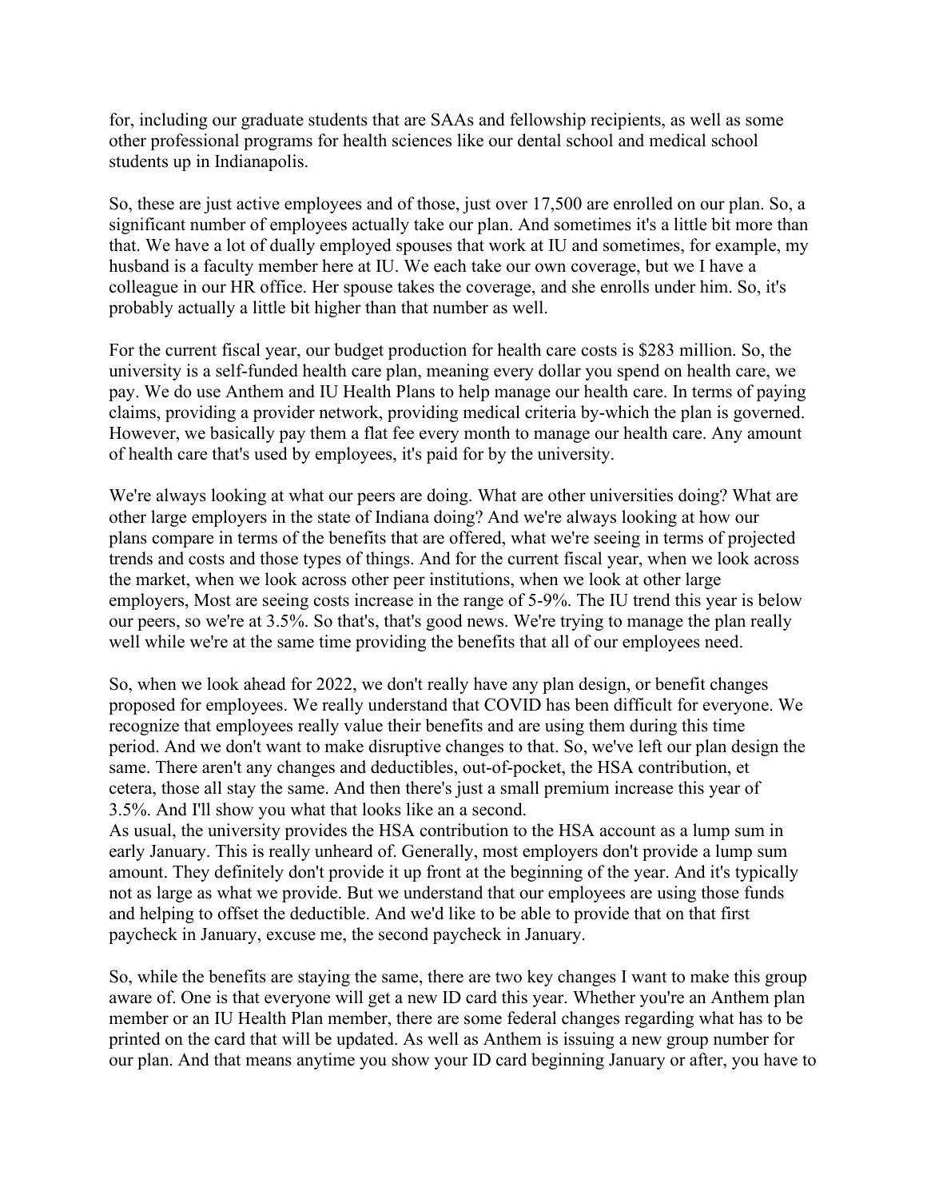for, including our graduate students that are SAAs and fellowship recipients, as well as some other professional programs for health sciences like our dental school and medical school students up in Indianapolis.

So, these are just active employees and of those, just over 17,500 are enrolled on our plan. So, a significant number of employees actually take our plan. And sometimes it's a little bit more than that. We have a lot of dually employed spouses that work at IU and sometimes, for example, my husband is a faculty member here at IU. We each take our own coverage, but we I have a colleague in our HR office. Her spouse takes the coverage, and she enrolls under him. So, it's probably actually a little bit higher than that number as well.

For the current fiscal year, our budget production for health care costs is $283 million. So, the university is a self-funded health care plan, meaning every dollar you spend on health care, we pay. We do use Anthem and IU Health Plans to help manage our health care. In terms of paying claims, providing a provider network, providing medical criteria by-which the plan is governed. However, we basically pay them a flat fee every month to manage our health care. Any amount of health care that's used by employees, it's paid for by the university.

We're always looking at what our peers are doing. What are other universities doing? What are other large employers in the state of Indiana doing? And we're always looking at how our plans compare in terms of the benefits that are offered, what we're seeing in terms of projected trends and costs and those types of things. And for the current fiscal year, when we look across the market, when we look across other peer institutions, when we look at other large employers, Most are seeing costs increase in the range of 5-9%. The IU trend this year is below our peers, so we're at 3.5%. So that's, that's good news. We're trying to manage the plan really well while we're at the same time providing the benefits that all of our employees need.

So, when we look ahead for 2022, we don't really have any plan design, or benefit changes proposed for employees. We really understand that COVID has been difficult for everyone. We recognize that employees really value their benefits and are using them during this time period. And we don't want to make disruptive changes to that. So, we've left our plan design the same. There aren't any changes and deductibles, out-of-pocket, the HSA contribution, et cetera, those all stay the same. And then there's just a small premium increase this year of 3.5%. And I'll show you what that looks like an a second.
As usual, the university provides the HSA contribution to the HSA account as a lump sum in early January. This is really unheard of. Generally, most employers don't provide a lump sum amount. They definitely don't provide it up front at the beginning of the year. And it's typically not as large as what we provide. But we understand that our employees are using those funds and helping to offset the deductible. And we'd like to be able to provide that on that first paycheck in January, excuse me, the second paycheck in January.

So, while the benefits are staying the same, there are two key changes I want to make this group aware of. One is that everyone will get a new ID card this year. Whether you're an Anthem plan member or an IU Health Plan member, there are some federal changes regarding what has to be printed on the card that will be updated. As well as Anthem is issuing a new group number for our plan. And that means anytime you show your ID card beginning January or after, you have to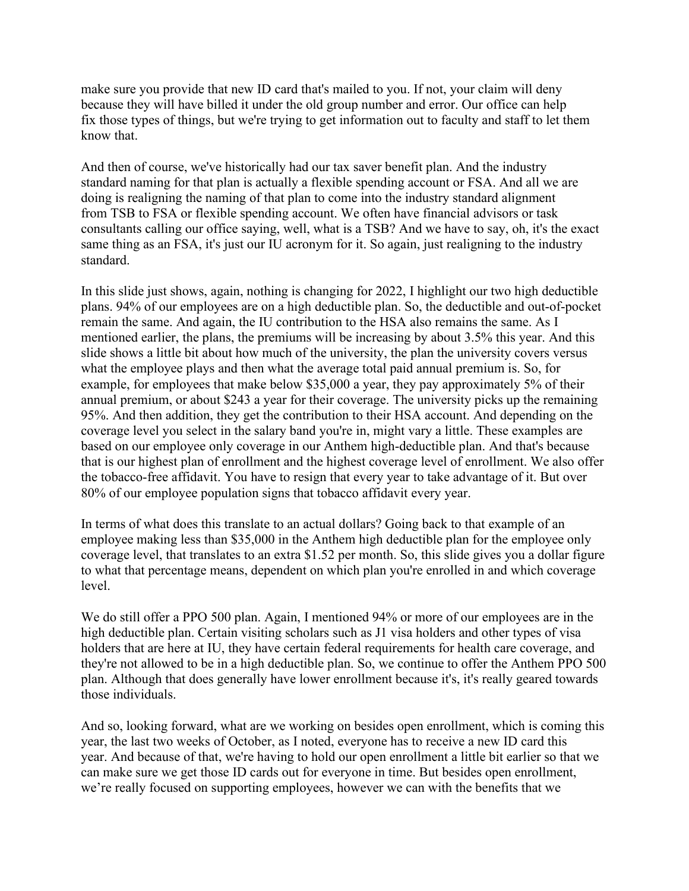make sure you provide that new ID card that's mailed to you. If not, your claim will deny because they will have billed it under the old group number and error. Our office can help fix those types of things, but we're trying to get information out to faculty and staff to let them know that.

And then of course, we've historically had our tax saver benefit plan. And the industry standard naming for that plan is actually a flexible spending account or FSA. And all we are doing is realigning the naming of that plan to come into the industry standard alignment from TSB to FSA or flexible spending account. We often have financial advisors or task consultants calling our office saying, well, what is a TSB? And we have to say, oh, it's the exact same thing as an FSA, it's just our IU acronym for it. So again, just realigning to the industry standard.

In this slide just shows, again, nothing is changing for 2022, I highlight our two high deductible plans. 94% of our employees are on a high deductible plan. So, the deductible and out-of-pocket remain the same. And again, the IU contribution to the HSA also remains the same. As I mentioned earlier, the plans, the premiums will be increasing by about 3.5% this year. And this slide shows a little bit about how much of the university, the plan the university covers versus what the employee plays and then what the average total paid annual premium is. So, for example, for employees that make below $35,000 a year, they pay approximately 5% of their annual premium, or about $243 a year for their coverage. The university picks up the remaining 95%. And then addition, they get the contribution to their HSA account. And depending on the coverage level you select in the salary band you're in, might vary a little. These examples are based on our employee only coverage in our Anthem high-deductible plan. And that's because that is our highest plan of enrollment and the highest coverage level of enrollment. We also offer the tobacco-free affidavit. You have to resign that every year to take advantage of it. But over 80% of our employee population signs that tobacco affidavit every year.

In terms of what does this translate to an actual dollars? Going back to that example of an employee making less than $35,000 in the Anthem high deductible plan for the employee only coverage level, that translates to an extra $1.52 per month. So, this slide gives you a dollar figure to what that percentage means, dependent on which plan you're enrolled in and which coverage level.

We do still offer a PPO 500 plan. Again, I mentioned 94% or more of our employees are in the high deductible plan. Certain visiting scholars such as J1 visa holders and other types of visa holders that are here at IU, they have certain federal requirements for health care coverage, and they're not allowed to be in a high deductible plan. So, we continue to offer the Anthem PPO 500 plan. Although that does generally have lower enrollment because it's, it's really geared towards those individuals.

And so, looking forward, what are we working on besides open enrollment, which is coming this year, the last two weeks of October, as I noted, everyone has to receive a new ID card this year. And because of that, we're having to hold our open enrollment a little bit earlier so that we can make sure we get those ID cards out for everyone in time. But besides open enrollment, we're really focused on supporting employees, however we can with the benefits that we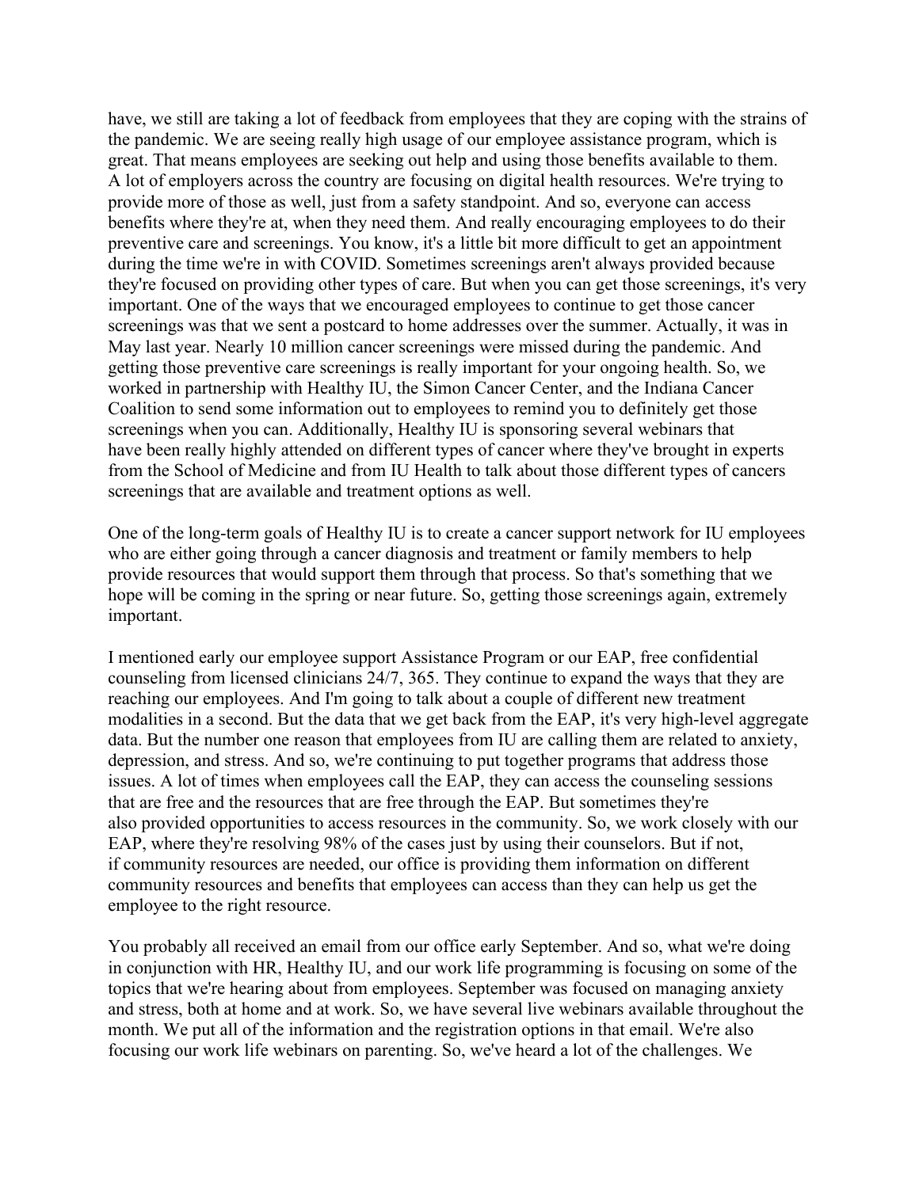have, we still are taking a lot of feedback from employees that they are coping with the strains of the pandemic. We are seeing really high usage of our employee assistance program, which is great. That means employees are seeking out help and using those benefits available to them. A lot of employers across the country are focusing on digital health resources. We're trying to provide more of those as well, just from a safety standpoint. And so, everyone can access benefits where they're at, when they need them. And really encouraging employees to do their preventive care and screenings. You know, it's a little bit more difficult to get an appointment during the time we're in with COVID. Sometimes screenings aren't always provided because they're focused on providing other types of care. But when you can get those screenings, it's very important. One of the ways that we encouraged employees to continue to get those cancer screenings was that we sent a postcard to home addresses over the summer. Actually, it was in May last year. Nearly 10 million cancer screenings were missed during the pandemic. And getting those preventive care screenings is really important for your ongoing health. So, we worked in partnership with Healthy IU, the Simon Cancer Center, and the Indiana Cancer Coalition to send some information out to employees to remind you to definitely get those screenings when you can. Additionally, Healthy IU is sponsoring several webinars that have been really highly attended on different types of cancer where they've brought in experts from the School of Medicine and from IU Health to talk about those different types of cancers screenings that are available and treatment options as well.

One of the long-term goals of Healthy IU is to create a cancer support network for IU employees who are either going through a cancer diagnosis and treatment or family members to help provide resources that would support them through that process. So that's something that we hope will be coming in the spring or near future. So, getting those screenings again, extremely important.

I mentioned early our employee support Assistance Program or our EAP, free confidential counseling from licensed clinicians 24/7, 365. They continue to expand the ways that they are reaching our employees. And I'm going to talk about a couple of different new treatment modalities in a second. But the data that we get back from the EAP, it's very high-level aggregate data. But the number one reason that employees from IU are calling them are related to anxiety, depression, and stress. And so, we're continuing to put together programs that address those issues. A lot of times when employees call the EAP, they can access the counseling sessions that are free and the resources that are free through the EAP. But sometimes they're also provided opportunities to access resources in the community. So, we work closely with our EAP, where they're resolving 98% of the cases just by using their counselors. But if not, if community resources are needed, our office is providing them information on different community resources and benefits that employees can access than they can help us get the employee to the right resource.

You probably all received an email from our office early September. And so, what we're doing in conjunction with HR, Healthy IU, and our work life programming is focusing on some of the topics that we're hearing about from employees. September was focused on managing anxiety and stress, both at home and at work. So, we have several live webinars available throughout the month. We put all of the information and the registration options in that email. We're also focusing our work life webinars on parenting. So, we've heard a lot of the challenges. We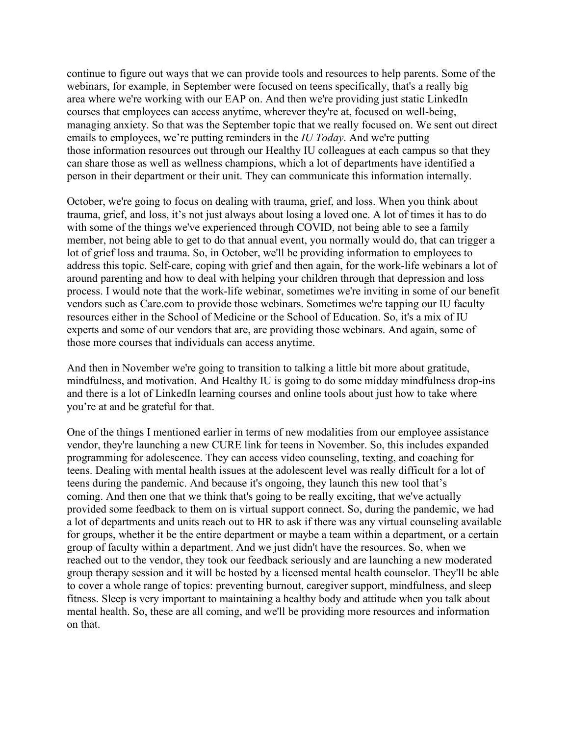continue to figure out ways that we can provide tools and resources to help parents. Some of the webinars, for example, in September were focused on teens specifically, that's a really big area where we're working with our EAP on. And then we're providing just static LinkedIn courses that employees can access anytime, wherever they're at, focused on well-being, managing anxiety. So that was the September topic that we really focused on. We sent out direct emails to employees, we're putting reminders in the *IU Today*. And we're putting those information resources out through our Healthy IU colleagues at each campus so that they can share those as well as wellness champions, which a lot of departments have identified a person in their department or their unit. They can communicate this information internally.

October, we're going to focus on dealing with trauma, grief, and loss. When you think about trauma, grief, and loss, it's not just always about losing a loved one. A lot of times it has to do with some of the things we've experienced through COVID, not being able to see a family member, not being able to get to do that annual event, you normally would do, that can trigger a lot of grief loss and trauma. So, in October, we'll be providing information to employees to address this topic. Self-care, coping with grief and then again, for the work-life webinars a lot of around parenting and how to deal with helping your children through that depression and loss process. I would note that the work-life webinar, sometimes we're inviting in some of our benefit vendors such as Care.com to provide those webinars. Sometimes we're tapping our IU faculty resources either in the School of Medicine or the School of Education. So, it's a mix of IU experts and some of our vendors that are, are providing those webinars. And again, some of those more courses that individuals can access anytime.

And then in November we're going to transition to talking a little bit more about gratitude, mindfulness, and motivation. And Healthy IU is going to do some midday mindfulness drop-ins and there is a lot of LinkedIn learning courses and online tools about just how to take where you're at and be grateful for that.

One of the things I mentioned earlier in terms of new modalities from our employee assistance vendor, they're launching a new CURE link for teens in November. So, this includes expanded programming for adolescence. They can access video counseling, texting, and coaching for teens. Dealing with mental health issues at the adolescent level was really difficult for a lot of teens during the pandemic. And because it's ongoing, they launch this new tool that's coming. And then one that we think that's going to be really exciting, that we've actually provided some feedback to them on is virtual support connect. So, during the pandemic, we had a lot of departments and units reach out to HR to ask if there was any virtual counseling available for groups, whether it be the entire department or maybe a team within a department, or a certain group of faculty within a department. And we just didn't have the resources. So, when we reached out to the vendor, they took our feedback seriously and are launching a new moderated group therapy session and it will be hosted by a licensed mental health counselor. They'll be able to cover a whole range of topics: preventing burnout, caregiver support, mindfulness, and sleep fitness. Sleep is very important to maintaining a healthy body and attitude when you talk about mental health. So, these are all coming, and we'll be providing more resources and information on that.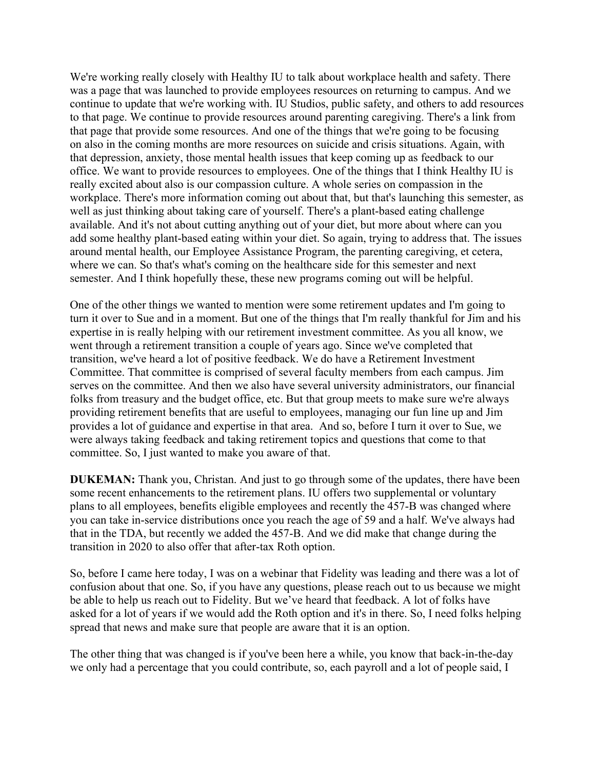We're working really closely with Healthy IU to talk about workplace health and safety. There was a page that was launched to provide employees resources on returning to campus. And we continue to update that we're working with. IU Studios, public safety, and others to add resources to that page. We continue to provide resources around parenting caregiving. There's a link from that page that provide some resources. And one of the things that we're going to be focusing on also in the coming months are more resources on suicide and crisis situations. Again, with that depression, anxiety, those mental health issues that keep coming up as feedback to our office. We want to provide resources to employees. One of the things that I think Healthy IU is really excited about also is our compassion culture. A whole series on compassion in the workplace. There's more information coming out about that, but that's launching this semester, as well as just thinking about taking care of yourself. There's a plant-based eating challenge available. And it's not about cutting anything out of your diet, but more about where can you add some healthy plant-based eating within your diet. So again, trying to address that. The issues around mental health, our Employee Assistance Program, the parenting caregiving, et cetera, where we can. So that's what's coming on the healthcare side for this semester and next semester. And I think hopefully these, these new programs coming out will be helpful.

One of the other things we wanted to mention were some retirement updates and I'm going to turn it over to Sue and in a moment. But one of the things that I'm really thankful for Jim and his expertise in is really helping with our retirement investment committee. As you all know, we went through a retirement transition a couple of years ago. Since we've completed that transition, we've heard a lot of positive feedback. We do have a Retirement Investment Committee. That committee is comprised of several faculty members from each campus. Jim serves on the committee. And then we also have several university administrators, our financial folks from treasury and the budget office, etc. But that group meets to make sure we're always providing retirement benefits that are useful to employees, managing our fun line up and Jim provides a lot of guidance and expertise in that area. And so, before I turn it over to Sue, we were always taking feedback and taking retirement topics and questions that come to that committee. So, I just wanted to make you aware of that.

**DUKEMAN:** Thank you, Christan. And just to go through some of the updates, there have been some recent enhancements to the retirement plans. IU offers two supplemental or voluntary plans to all employees, benefits eligible employees and recently the 457-B was changed where you can take in-service distributions once you reach the age of 59 and a half. We've always had that in the TDA, but recently we added the 457-B. And we did make that change during the transition in 2020 to also offer that after-tax Roth option.

So, before I came here today, I was on a webinar that Fidelity was leading and there was a lot of confusion about that one. So, if you have any questions, please reach out to us because we might be able to help us reach out to Fidelity. But we've heard that feedback. A lot of folks have asked for a lot of years if we would add the Roth option and it's in there. So, I need folks helping spread that news and make sure that people are aware that it is an option.

The other thing that was changed is if you've been here a while, you know that back-in-the-day we only had a percentage that you could contribute, so, each payroll and a lot of people said, I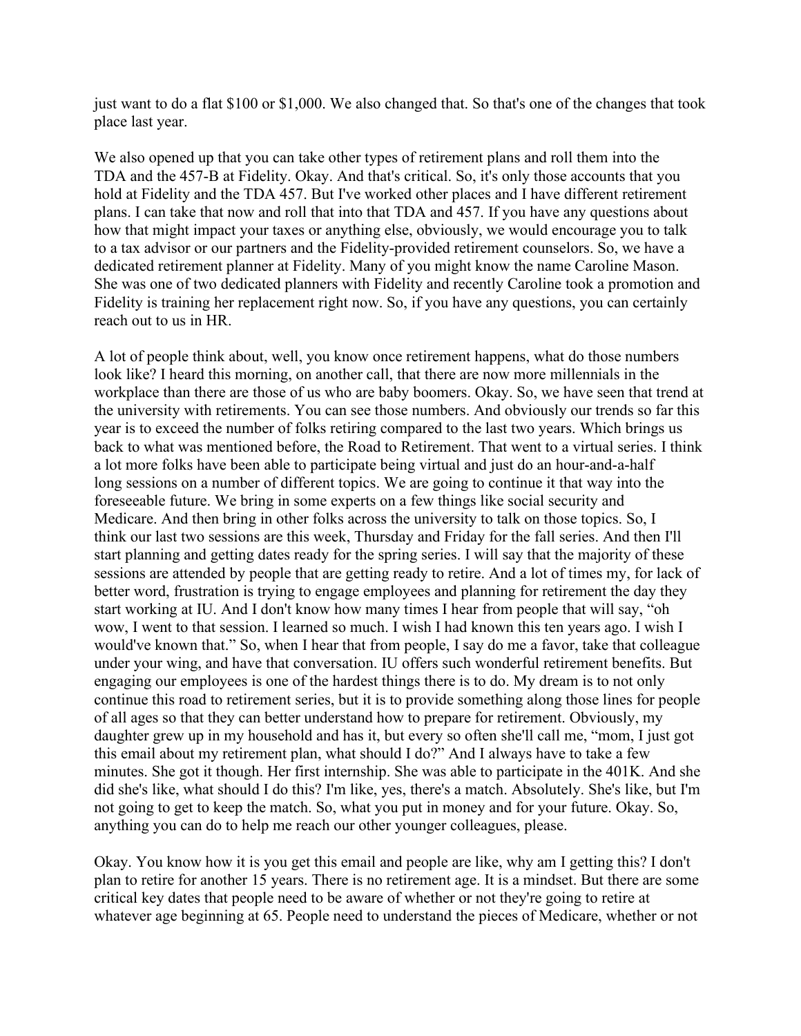just want to do a flat $100 or $1,000. We also changed that. So that's one of the changes that took place last year.

We also opened up that you can take other types of retirement plans and roll them into the TDA and the 457-B at Fidelity. Okay. And that's critical. So, it's only those accounts that you hold at Fidelity and the TDA 457. But I've worked other places and I have different retirement plans. I can take that now and roll that into that TDA and 457. If you have any questions about how that might impact your taxes or anything else, obviously, we would encourage you to talk to a tax advisor or our partners and the Fidelity-provided retirement counselors. So, we have a dedicated retirement planner at Fidelity. Many of you might know the name Caroline Mason. She was one of two dedicated planners with Fidelity and recently Caroline took a promotion and Fidelity is training her replacement right now. So, if you have any questions, you can certainly reach out to us in HR.

A lot of people think about, well, you know once retirement happens, what do those numbers look like? I heard this morning, on another call, that there are now more millennials in the workplace than there are those of us who are baby boomers. Okay. So, we have seen that trend at the university with retirements. You can see those numbers. And obviously our trends so far this year is to exceed the number of folks retiring compared to the last two years. Which brings us back to what was mentioned before, the Road to Retirement. That went to a virtual series. I think a lot more folks have been able to participate being virtual and just do an hour-and-a-half long sessions on a number of different topics. We are going to continue it that way into the foreseeable future. We bring in some experts on a few things like social security and Medicare. And then bring in other folks across the university to talk on those topics. So, I think our last two sessions are this week, Thursday and Friday for the fall series. And then I'll start planning and getting dates ready for the spring series. I will say that the majority of these sessions are attended by people that are getting ready to retire. And a lot of times my, for lack of better word, frustration is trying to engage employees and planning for retirement the day they start working at IU. And I don't know how many times I hear from people that will say, "oh wow, I went to that session. I learned so much. I wish I had known this ten years ago. I wish I would've known that." So, when I hear that from people, I say do me a favor, take that colleague under your wing, and have that conversation. IU offers such wonderful retirement benefits. But engaging our employees is one of the hardest things there is to do. My dream is to not only continue this road to retirement series, but it is to provide something along those lines for people of all ages so that they can better understand how to prepare for retirement. Obviously, my daughter grew up in my household and has it, but every so often she'll call me, "mom, I just got this email about my retirement plan, what should I do?" And I always have to take a few minutes. She got it though. Her first internship. She was able to participate in the 401K. And she did she's like, what should I do this? I'm like, yes, there's a match. Absolutely. She's like, but I'm not going to get to keep the match. So, what you put in money and for your future. Okay. So, anything you can do to help me reach our other younger colleagues, please.

Okay. You know how it is you get this email and people are like, why am I getting this? I don't plan to retire for another 15 years. There is no retirement age. It is a mindset. But there are some critical key dates that people need to be aware of whether or not they're going to retire at whatever age beginning at 65. People need to understand the pieces of Medicare, whether or not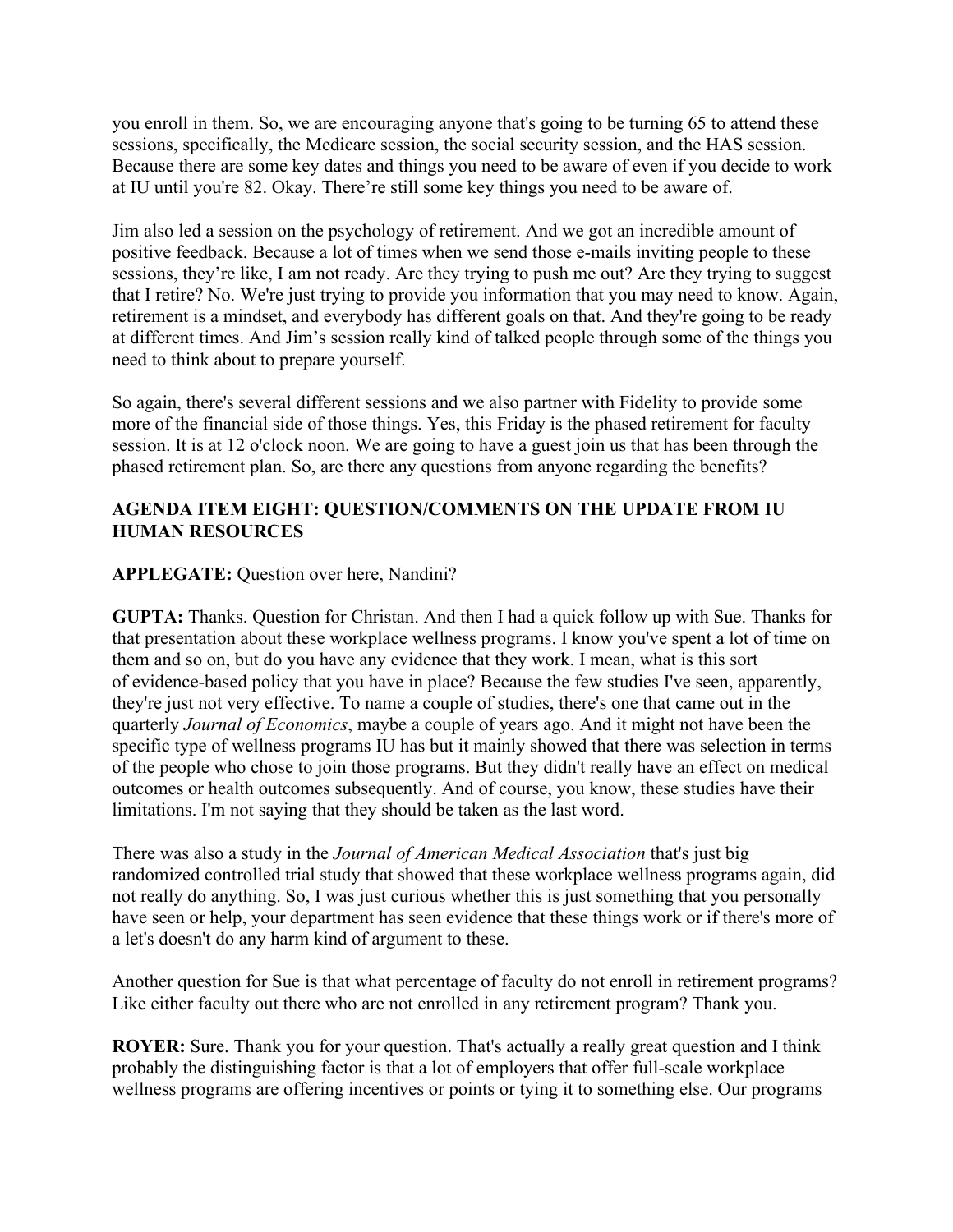you enroll in them. So, we are encouraging anyone that's going to be turning 65 to attend these sessions, specifically, the Medicare session, the social security session, and the HAS session. Because there are some key dates and things you need to be aware of even if you decide to work at IU until you're 82. Okay. There're still some key things you need to be aware of.

Jim also led a session on the psychology of retirement. And we got an incredible amount of positive feedback. Because a lot of times when we send those e-mails inviting people to these sessions, they're like, I am not ready. Are they trying to push me out? Are they trying to suggest that I retire? No. We're just trying to provide you information that you may need to know. Again, retirement is a mindset, and everybody has different goals on that. And they're going to be ready at different times. And Jim's session really kind of talked people through some of the things you need to think about to prepare yourself.

So again, there's several different sessions and we also partner with Fidelity to provide some more of the financial side of those things. Yes, this Friday is the phased retirement for faculty session. It is at 12 o'clock noon. We are going to have a guest join us that has been through the phased retirement plan. So, are there any questions from anyone regarding the benefits?

**AGENDA ITEM EIGHT: QUESTION/COMMENTS ON THE UPDATE FROM IU HUMAN RESOURCES**

**APPLEGATE:** Question over here, Nandini?

**GUPTA:** Thanks. Question for Christan. And then I had a quick follow up with Sue. Thanks for that presentation about these workplace wellness programs. I know you've spent a lot of time on them and so on, but do you have any evidence that they work. I mean, what is this sort of evidence-based policy that you have in place? Because the few studies I've seen, apparently, they're just not very effective. To name a couple of studies, there's one that came out in the quarterly *Journal of Economics*, maybe a couple of years ago. And it might not have been the specific type of wellness programs IU has but it mainly showed that there was selection in terms of the people who chose to join those programs. But they didn't really have an effect on medical outcomes or health outcomes subsequently. And of course, you know, these studies have their limitations. I'm not saying that they should be taken as the last word.

There was also a study in the *Journal of American Medical Association* that's just big randomized controlled trial study that showed that these workplace wellness programs again, did not really do anything. So, I was just curious whether this is just something that you personally have seen or help, your department has seen evidence that these things work or if there's more of a let's doesn't do any harm kind of argument to these.

Another question for Sue is that what percentage of faculty do not enroll in retirement programs? Like either faculty out there who are not enrolled in any retirement program? Thank you.

**ROYER:** Sure. Thank you for your question. That's actually a really great question and I think probably the distinguishing factor is that a lot of employers that offer full-scale workplace wellness programs are offering incentives or points or tying it to something else. Our programs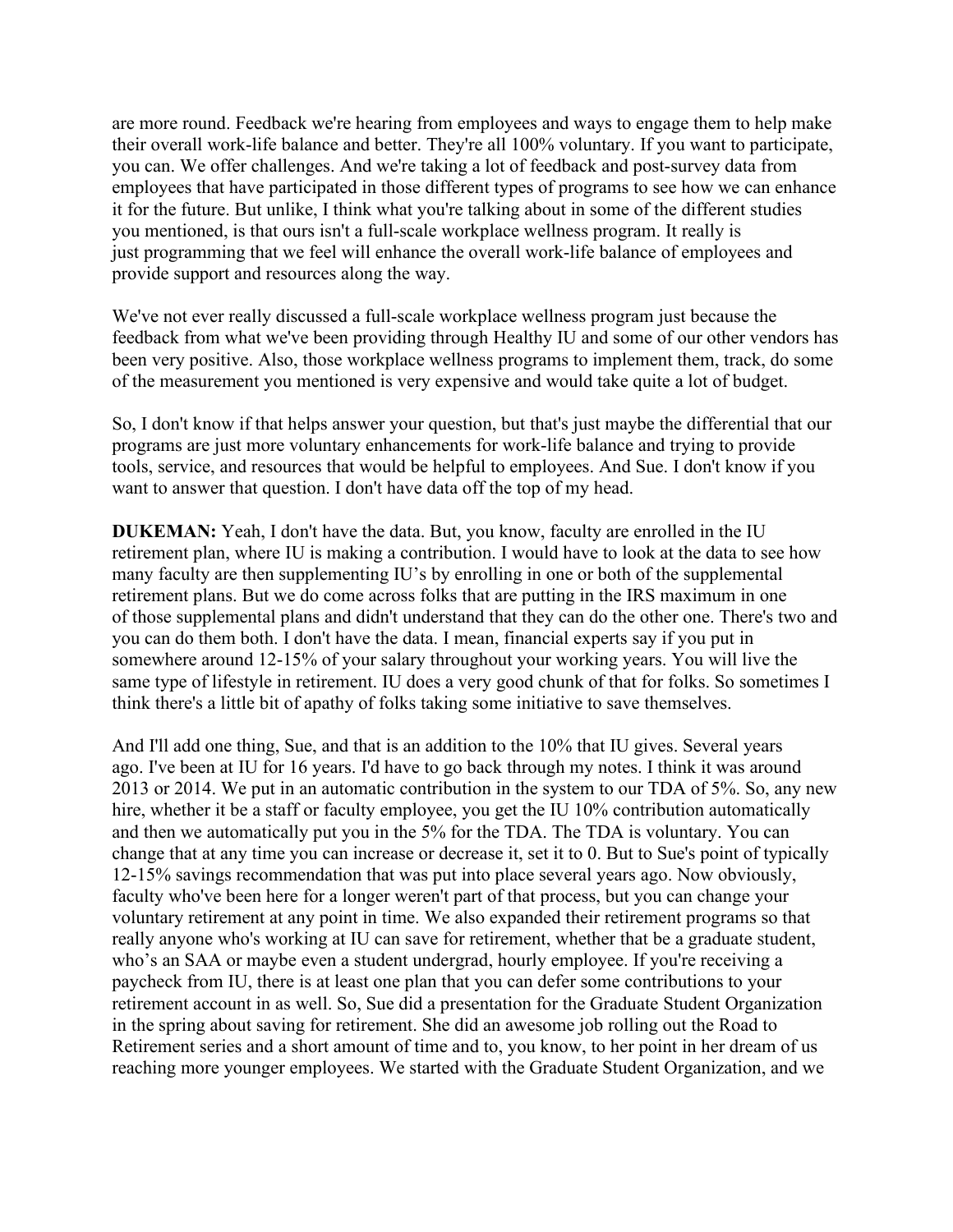are more round. Feedback we're hearing from employees and ways to engage them to help make their overall work-life balance and better. They're all 100% voluntary. If you want to participate, you can. We offer challenges. And we're taking a lot of feedback and post-survey data from employees that have participated in those different types of programs to see how we can enhance it for the future. But unlike, I think what you're talking about in some of the different studies you mentioned, is that ours isn't a full-scale workplace wellness program. It really is just programming that we feel will enhance the overall work-life balance of employees and provide support and resources along the way.

We've not ever really discussed a full-scale workplace wellness program just because the feedback from what we've been providing through Healthy IU and some of our other vendors has been very positive. Also, those workplace wellness programs to implement them, track, do some of the measurement you mentioned is very expensive and would take quite a lot of budget.

So, I don't know if that helps answer your question, but that's just maybe the differential that our programs are just more voluntary enhancements for work-life balance and trying to provide tools, service, and resources that would be helpful to employees. And Sue. I don't know if you want to answer that question. I don't have data off the top of my head.

**DUKEMAN:** Yeah, I don't have the data. But, you know, faculty are enrolled in the IU retirement plan, where IU is making a contribution. I would have to look at the data to see how many faculty are then supplementing IU's by enrolling in one or both of the supplemental retirement plans. But we do come across folks that are putting in the IRS maximum in one of those supplemental plans and didn't understand that they can do the other one. There's two and you can do them both. I don't have the data. I mean, financial experts say if you put in somewhere around 12-15% of your salary throughout your working years. You will live the same type of lifestyle in retirement. IU does a very good chunk of that for folks. So sometimes I think there's a little bit of apathy of folks taking some initiative to save themselves.

And I'll add one thing, Sue, and that is an addition to the 10% that IU gives. Several years ago. I've been at IU for 16 years. I'd have to go back through my notes. I think it was around 2013 or 2014. We put in an automatic contribution in the system to our TDA of 5%. So, any new hire, whether it be a staff or faculty employee, you get the IU 10% contribution automatically and then we automatically put you in the 5% for the TDA. The TDA is voluntary. You can change that at any time you can increase or decrease it, set it to 0. But to Sue's point of typically 12-15% savings recommendation that was put into place several years ago. Now obviously, faculty who've been here for a longer weren't part of that process, but you can change your voluntary retirement at any point in time. We also expanded their retirement programs so that really anyone who's working at IU can save for retirement, whether that be a graduate student, who's an SAA or maybe even a student undergrad, hourly employee. If you're receiving a paycheck from IU, there is at least one plan that you can defer some contributions to your retirement account in as well. So, Sue did a presentation for the Graduate Student Organization in the spring about saving for retirement. She did an awesome job rolling out the Road to Retirement series and a short amount of time and to, you know, to her point in her dream of us reaching more younger employees. We started with the Graduate Student Organization, and we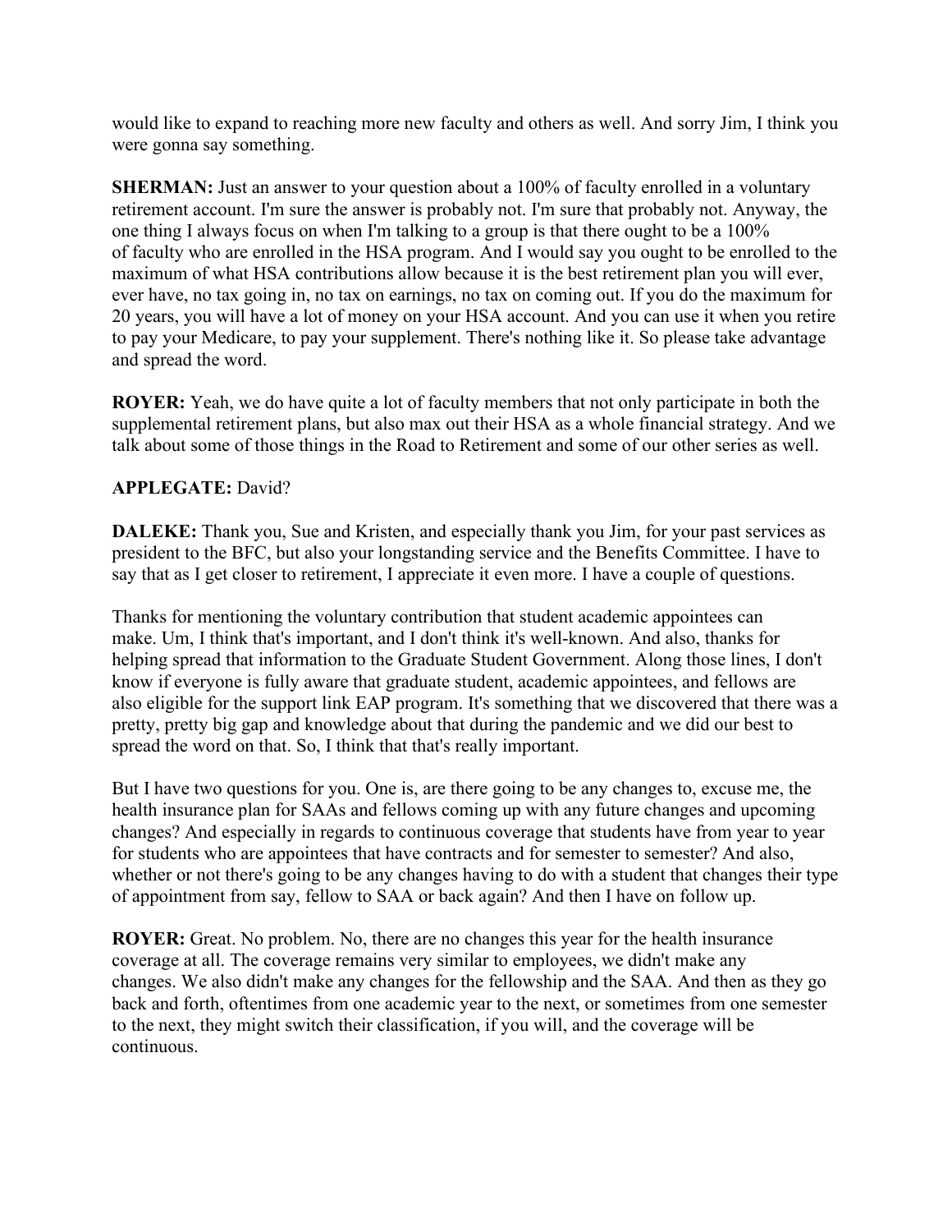would like to expand to reaching more new faculty and others as well. And sorry Jim, I think you were gonna say something.

**SHERMAN:** Just an answer to your question about a 100% of faculty enrolled in a voluntary retirement account. I'm sure the answer is probably not. I'm sure that probably not. Anyway, the one thing I always focus on when I'm talking to a group is that there ought to be a 100% of faculty who are enrolled in the HSA program. And I would say you ought to be enrolled to the maximum of what HSA contributions allow because it is the best retirement plan you will ever, ever have, no tax going in, no tax on earnings, no tax on coming out. If you do the maximum for 20 years, you will have a lot of money on your HSA account. And you can use it when you retire to pay your Medicare, to pay your supplement. There's nothing like it. So please take advantage and spread the word.

**ROYER:** Yeah, we do have quite a lot of faculty members that not only participate in both the supplemental retirement plans, but also max out their HSA as a whole financial strategy. And we talk about some of those things in the Road to Retirement and some of our other series as well.

**APPLEGATE:** David?

**DALEKE:** Thank you, Sue and Kristen, and especially thank you Jim, for your past services as president to the BFC, but also your longstanding service and the Benefits Committee. I have to say that as I get closer to retirement, I appreciate it even more. I have a couple of questions.

Thanks for mentioning the voluntary contribution that student academic appointees can make. Um, I think that's important, and I don't think it's well-known. And also, thanks for helping spread that information to the Graduate Student Government. Along those lines, I don't know if everyone is fully aware that graduate student, academic appointees, and fellows are also eligible for the support link EAP program. It's something that we discovered that there was a pretty, pretty big gap and knowledge about that during the pandemic and we did our best to spread the word on that. So, I think that that's really important.

But I have two questions for you. One is, are there going to be any changes to, excuse me, the health insurance plan for SAAs and fellows coming up with any future changes and upcoming changes? And especially in regards to continuous coverage that students have from year to year for students who are appointees that have contracts and for semester to semester? And also, whether or not there's going to be any changes having to do with a student that changes their type of appointment from say, fellow to SAA or back again? And then I have on follow up.

**ROYER:** Great. No problem. No, there are no changes this year for the health insurance coverage at all. The coverage remains very similar to employees, we didn't make any changes. We also didn't make any changes for the fellowship and the SAA. And then as they go back and forth, oftentimes from one academic year to the next, or sometimes from one semester to the next, they might switch their classification, if you will, and the coverage will be continuous.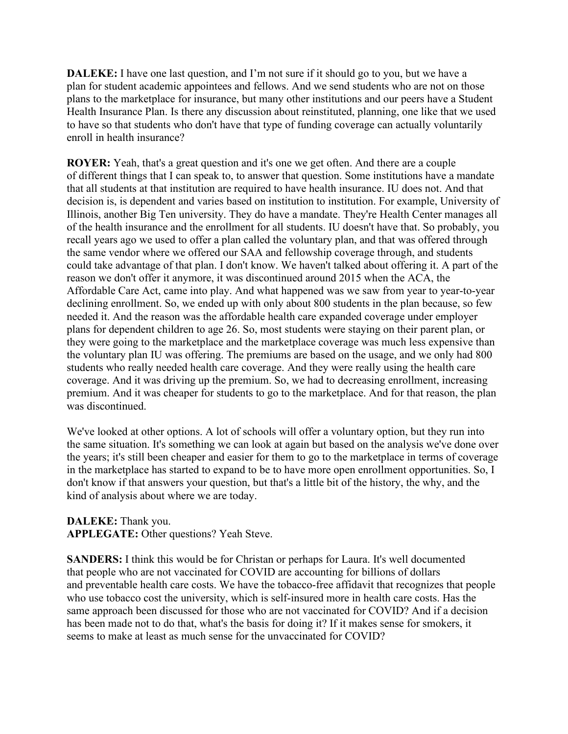**DALEKE:** I have one last question, and I'm not sure if it should go to you, but we have a plan for student academic appointees and fellows. And we send students who are not on those plans to the marketplace for insurance, but many other institutions and our peers have a Student Health Insurance Plan. Is there any discussion about reinstituted, planning, one like that we used to have so that students who don't have that type of funding coverage can actually voluntarily enroll in health insurance?

**ROYER:** Yeah, that's a great question and it's one we get often. And there are a couple of different things that I can speak to, to answer that question. Some institutions have a mandate that all students at that institution are required to have health insurance. IU does not. And that decision is, is dependent and varies based on institution to institution. For example, University of Illinois, another Big Ten university. They do have a mandate. They're Health Center manages all of the health insurance and the enrollment for all students. IU doesn't have that. So probably, you recall years ago we used to offer a plan called the voluntary plan, and that was offered through the same vendor where we offered our SAA and fellowship coverage through, and students could take advantage of that plan. I don't know. We haven't talked about offering it. A part of the reason we don't offer it anymore, it was discontinued around 2015 when the ACA, the Affordable Care Act, came into play. And what happened was we saw from year to year-to-year declining enrollment. So, we ended up with only about 800 students in the plan because, so few needed it. And the reason was the affordable health care expanded coverage under employer plans for dependent children to age 26. So, most students were staying on their parent plan, or they were going to the marketplace and the marketplace coverage was much less expensive than the voluntary plan IU was offering. The premiums are based on the usage, and we only had 800 students who really needed health care coverage. And they were really using the health care coverage. And it was driving up the premium. So, we had to decreasing enrollment, increasing premium. And it was cheaper for students to go to the marketplace. And for that reason, the plan was discontinued.

We've looked at other options. A lot of schools will offer a voluntary option, but they run into the same situation. It's something we can look at again but based on the analysis we've done over the years; it's still been cheaper and easier for them to go to the marketplace in terms of coverage in the marketplace has started to expand to be to have more open enrollment opportunities. So, I don't know if that answers your question, but that's a little bit of the history, the why, and the kind of analysis about where we are today.

**DALEKE:** Thank you.
**APPLEGATE:** Other questions? Yeah Steve.

**SANDERS:** I think this would be for Christan or perhaps for Laura. It's well documented that people who are not vaccinated for COVID are accounting for billions of dollars and preventable health care costs. We have the tobacco-free affidavit that recognizes that people who use tobacco cost the university, which is self-insured more in health care costs. Has the same approach been discussed for those who are not vaccinated for COVID? And if a decision has been made not to do that, what's the basis for doing it? If it makes sense for smokers, it seems to make at least as much sense for the unvaccinated for COVID?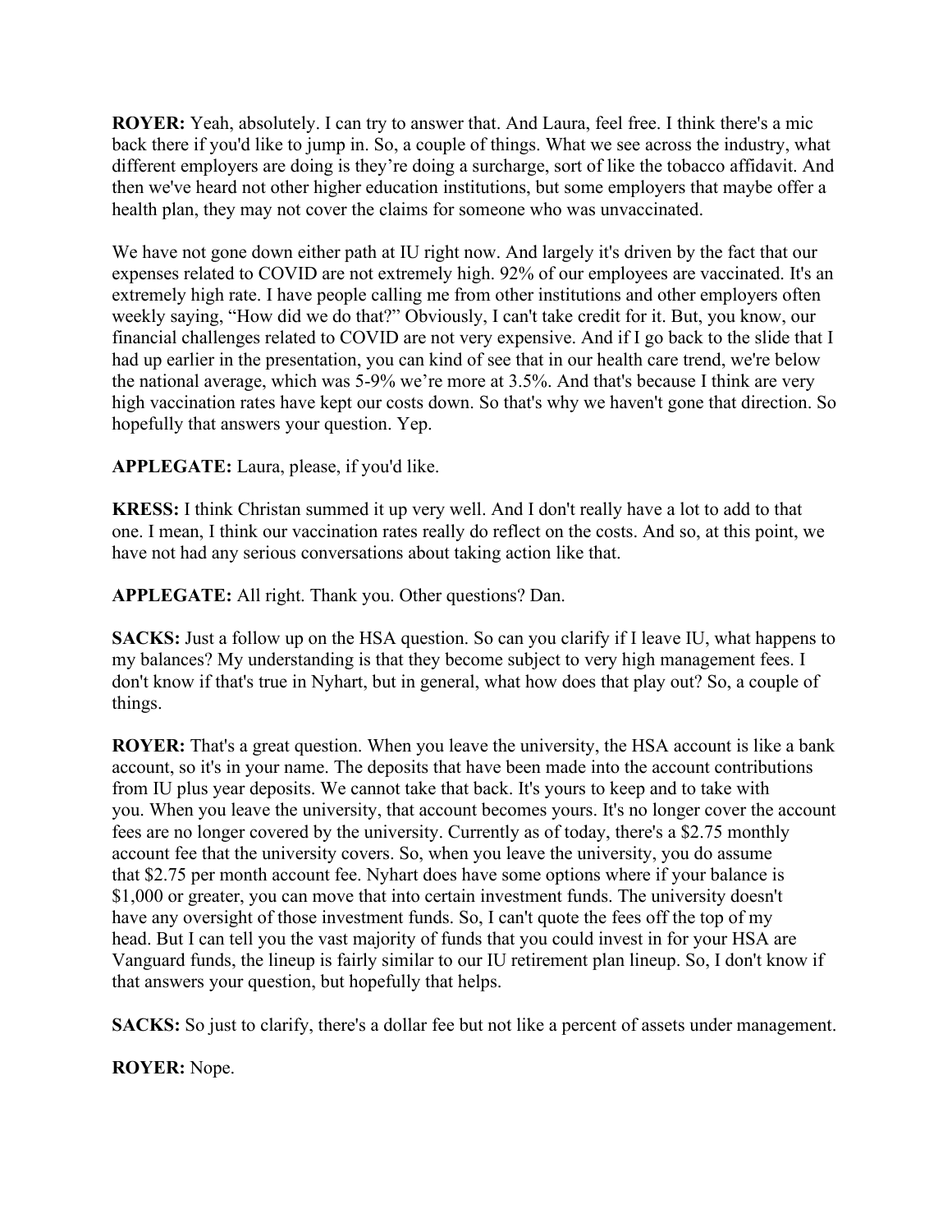**ROYER:** Yeah, absolutely. I can try to answer that. And Laura, feel free. I think there's a mic back there if you'd like to jump in. So, a couple of things. What we see across the industry, what different employers are doing is they're doing a surcharge, sort of like the tobacco affidavit. And then we've heard not other higher education institutions, but some employers that maybe offer a health plan, they may not cover the claims for someone who was unvaccinated.

We have not gone down either path at IU right now. And largely it's driven by the fact that our expenses related to COVID are not extremely high. 92% of our employees are vaccinated. It's an extremely high rate. I have people calling me from other institutions and other employers often weekly saying, "How did we do that?" Obviously, I can't take credit for it. But, you know, our financial challenges related to COVID are not very expensive. And if I go back to the slide that I had up earlier in the presentation, you can kind of see that in our health care trend, we're below the national average, which was 5-9% we're more at 3.5%. And that's because I think are very high vaccination rates have kept our costs down. So that's why we haven't gone that direction. So hopefully that answers your question. Yep.

**APPLEGATE:** Laura, please, if you'd like.

**KRESS:** I think Christan summed it up very well. And I don't really have a lot to add to that one. I mean, I think our vaccination rates really do reflect on the costs. And so, at this point, we have not had any serious conversations about taking action like that.

**APPLEGATE:** All right. Thank you. Other questions? Dan.

**SACKS:** Just a follow up on the HSA question. So can you clarify if I leave IU, what happens to my balances? My understanding is that they become subject to very high management fees. I don't know if that's true in Nyhart, but in general, what how does that play out? So, a couple of things.

**ROYER:** That's a great question. When you leave the university, the HSA account is like a bank account, so it's in your name. The deposits that have been made into the account contributions from IU plus year deposits. We cannot take that back. It's yours to keep and to take with you. When you leave the university, that account becomes yours. It's no longer cover the account fees are no longer covered by the university. Currently as of today, there's a $2.75 monthly account fee that the university covers. So, when you leave the university, you do assume that $2.75 per month account fee. Nyhart does have some options where if your balance is $1,000 or greater, you can move that into certain investment funds. The university doesn't have any oversight of those investment funds. So, I can't quote the fees off the top of my head. But I can tell you the vast majority of funds that you could invest in for your HSA are Vanguard funds, the lineup is fairly similar to our IU retirement plan lineup. So, I don't know if that answers your question, but hopefully that helps.

**SACKS:** So just to clarify, there's a dollar fee but not like a percent of assets under management.

**ROYER:** Nope.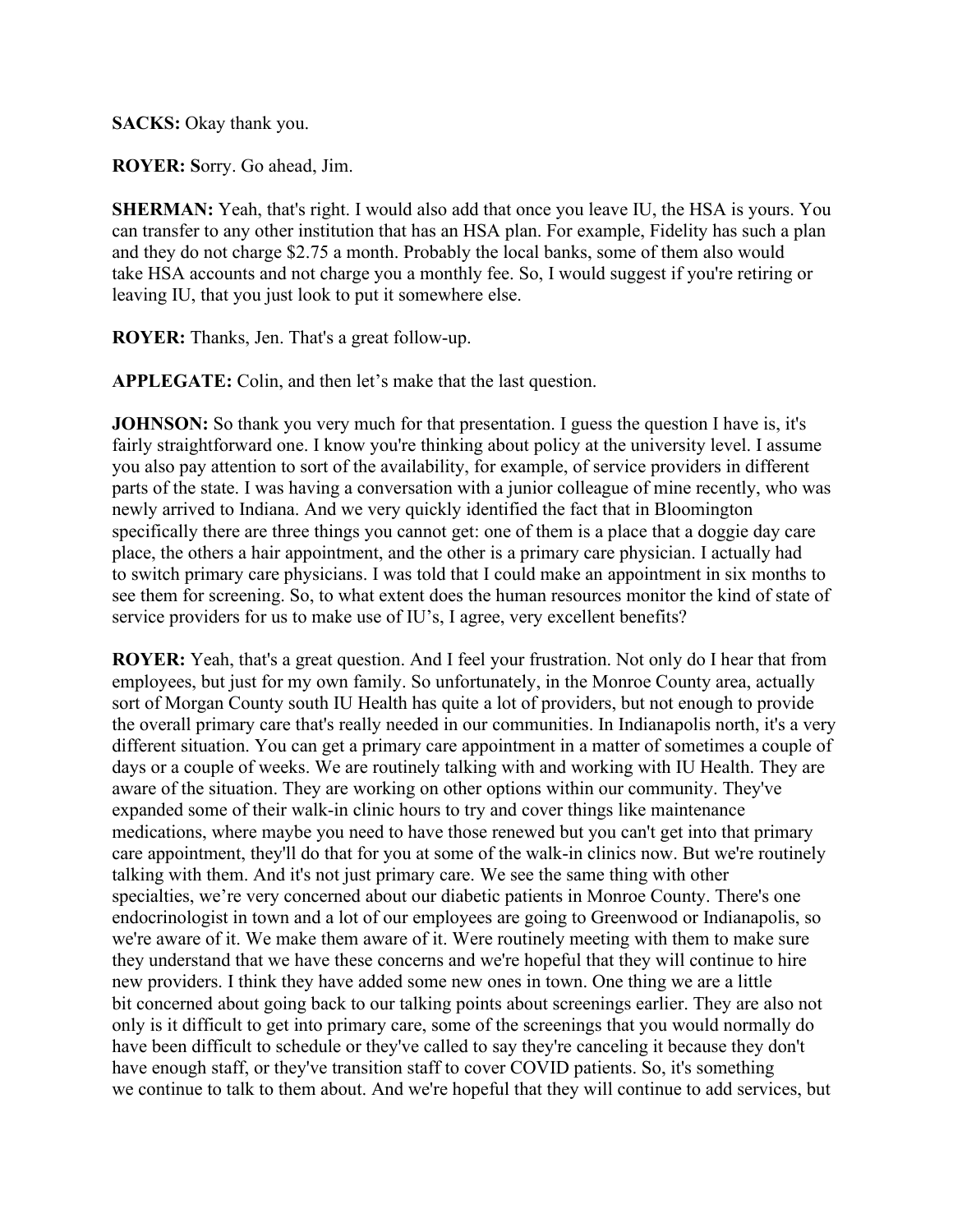**SACKS:** Okay thank you.

**ROYER:** **S**orry. Go ahead, Jim.

**SHERMAN:** Yeah, that's right. I would also add that once you leave IU, the HSA is yours. You can transfer to any other institution that has an HSA plan. For example, Fidelity has such a plan and they do not charge $2.75 a month. Probably the local banks, some of them also would take HSA accounts and not charge you a monthly fee. So, I would suggest if you're retiring or leaving IU, that you just look to put it somewhere else.

**ROYER:** Thanks, Jen. That's a great follow-up.

**APPLEGATE:** Colin, and then let's make that the last question.

**JOHNSON:** So thank you very much for that presentation. I guess the question I have is, it's fairly straightforward one. I know you're thinking about policy at the university level. I assume you also pay attention to sort of the availability, for example, of service providers in different parts of the state. I was having a conversation with a junior colleague of mine recently, who was newly arrived to Indiana. And we very quickly identified the fact that in Bloomington specifically there are three things you cannot get: one of them is a place that a doggie day care place, the others a hair appointment, and the other is a primary care physician. I actually had to switch primary care physicians. I was told that I could make an appointment in six months to see them for screening. So, to what extent does the human resources monitor the kind of state of service providers for us to make use of IU's, I agree, very excellent benefits?

**ROYER:** Yeah, that's a great question. And I feel your frustration. Not only do I hear that from employees, but just for my own family. So unfortunately, in the Monroe County area, actually sort of Morgan County south IU Health has quite a lot of providers, but not enough to provide the overall primary care that's really needed in our communities. In Indianapolis north, it's a very different situation. You can get a primary care appointment in a matter of sometimes a couple of days or a couple of weeks. We are routinely talking with and working with IU Health. They are aware of the situation. They are working on other options within our community. They've expanded some of their walk-in clinic hours to try and cover things like maintenance medications, where maybe you need to have those renewed but you can't get into that primary care appointment, they'll do that for you at some of the walk-in clinics now. But we're routinely talking with them. And it's not just primary care. We see the same thing with other specialties, we're very concerned about our diabetic patients in Monroe County. There's one endocrinologist in town and a lot of our employees are going to Greenwood or Indianapolis, so we're aware of it. We make them aware of it. Were routinely meeting with them to make sure they understand that we have these concerns and we're hopeful that they will continue to hire new providers. I think they have added some new ones in town. One thing we are a little bit concerned about going back to our talking points about screenings earlier. They are also not only is it difficult to get into primary care, some of the screenings that you would normally do have been difficult to schedule or they've called to say they're canceling it because they don't have enough staff, or they've transition staff to cover COVID patients. So, it's something we continue to talk to them about. And we're hopeful that they will continue to add services, but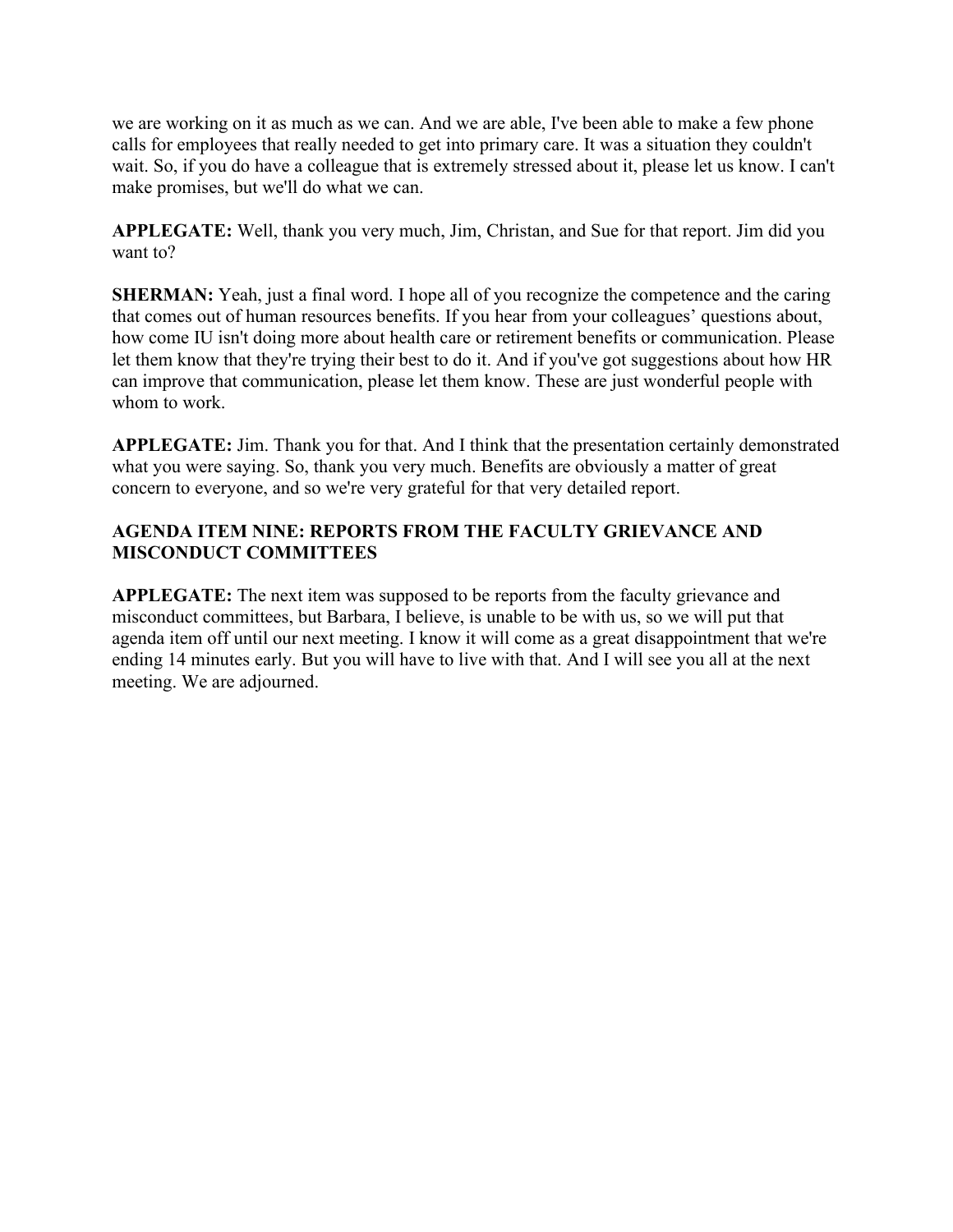we are working on it as much as we can. And we are able, I've been able to make a few phone calls for employees that really needed to get into primary care. It was a situation they couldn't wait. So, if you do have a colleague that is extremely stressed about it, please let us know. I can't make promises, but we'll do what we can.

**APPLEGATE:** Well, thank you very much, Jim, Christan, and Sue for that report. Jim did you want to?

**SHERMAN:** Yeah, just a final word. I hope all of you recognize the competence and the caring that comes out of human resources benefits. If you hear from your colleagues' questions about, how come IU isn't doing more about health care or retirement benefits or communication. Please let them know that they're trying their best to do it. And if you've got suggestions about how HR can improve that communication, please let them know. These are just wonderful people with whom to work.

**APPLEGATE:** Jim. Thank you for that. And I think that the presentation certainly demonstrated what you were saying. So, thank you very much. Benefits are obviously a matter of great concern to everyone, and so we're very grateful for that very detailed report.

## AGENDA ITEM NINE: REPORTS FROM THE FACULTY GRIEVANCE AND MISCONDUCT COMMITTEES

**APPLEGATE:** The next item was supposed to be reports from the faculty grievance and misconduct committees, but Barbara, I believe, is unable to be with us, so we will put that agenda item off until our next meeting. I know it will come as a great disappointment that we're ending 14 minutes early. But you will have to live with that. And I will see you all at the next meeting. We are adjourned.